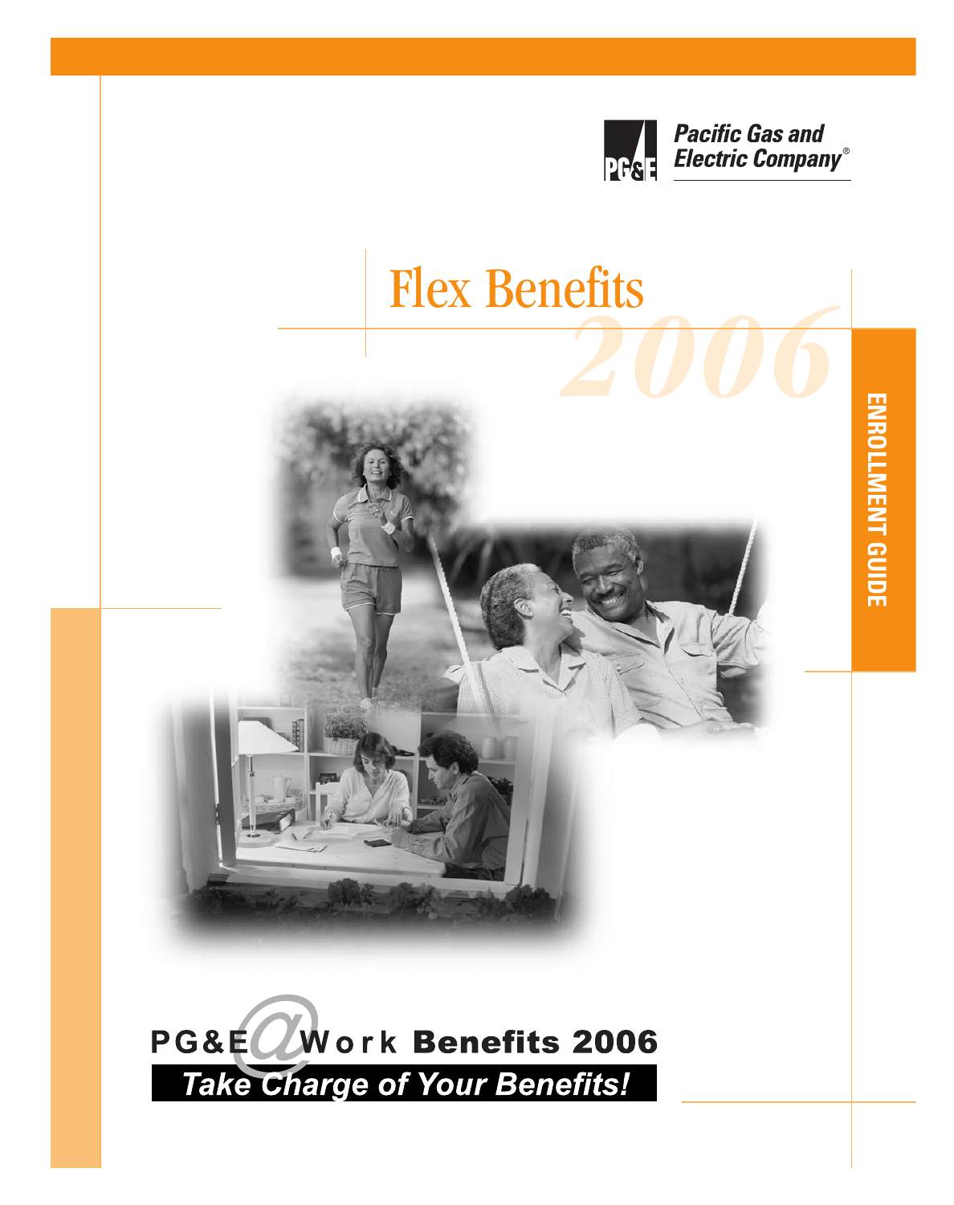Pacific Gas and Electric Company®

# Flex Benefits 2006

ENROLLMENT GUIDE

PG&E@Work Benefits 2006

**Take Charge of Your Benefits!**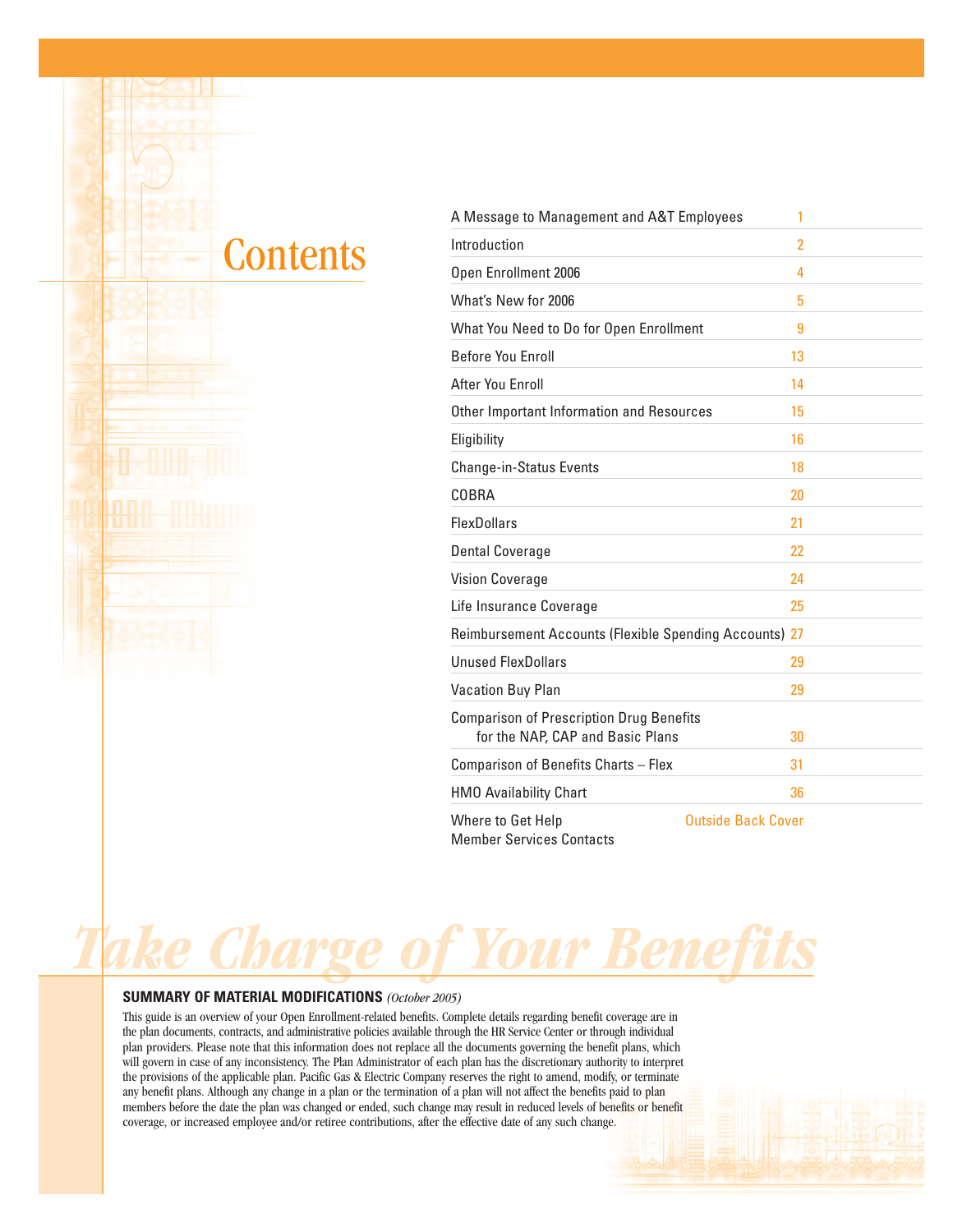# Contents

| | |
|---|---|
| A Message to Management and A&T Employees | 1 |
| Introduction | 2 |
| Open Enrollment 2006 | 4 |
| What's New for 2006 | 5 |
| What You Need to Do for Open Enrollment | 9 |
| Before You Enroll | 13 |
| After You Enroll | 14 |
| Other Important Information and Resources | 15 |
| Eligibility | 16 |
| Change-in-Status Events | 18 |
| COBRA | 20 |
| FlexDollars | 21 |
| Dental Coverage | 22 |
| Vision Coverage | 24 |
| Life Insurance Coverage | 25 |
| Reimbursement Accounts (Flexible Spending Accounts) | 27 |
| Unused FlexDollars | 29 |
| Vacation Buy Plan | 29 |
| Comparison of Prescription Drug Benefits for the NAP, CAP and Basic Plans | 30 |
| Comparison of Benefits Charts – Flex | 31 |
| HMO Availability Chart | 36 |
| Where to Get Help<br>Member Services Contacts | Outside Back Cover |

*Take Charge of Your Benefits*

**SUMMARY OF MATERIAL MODIFICATIONS** *(October 2005)*

This guide is an overview of your Open Enrollment-related benefits. Complete details regarding benefit coverage are in the plan documents, contracts, and administrative policies available through the HR Service Center or through individual plan providers. Please note that this information does not replace all the documents governing the benefit plans, which will govern in case of any inconsistency. The Plan Administrator of each plan has the discretionary authority to interpret the provisions of the applicable plan. Pacific Gas & Electric Company reserves the right to amend, modify, or terminate any benefit plans. Although any change in a plan or the termination of a plan will not affect the benefits paid to plan members before the date the plan was changed or ended, such change may result in reduced levels of benefits or benefit coverage, or increased employee and/or retiree contributions, after the effective date of any such change.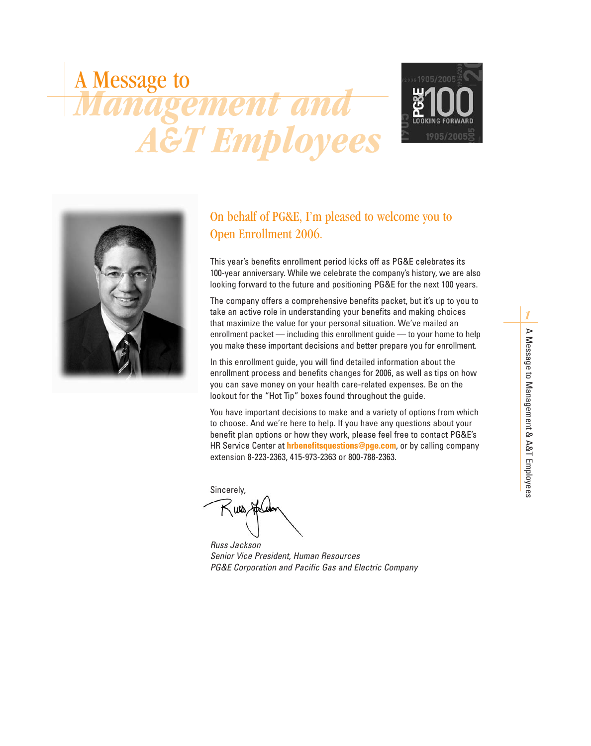# A Message to *Management and A&T Employees*

## On behalf of PG&E, I'm pleased to welcome you to Open Enrollment 2006.

This year's benefits enrollment period kicks off as PG&E celebrates its 100-year anniversary. While we celebrate the company's history, we are also looking forward to the future and positioning PG&E for the next 100 years.

The company offers a comprehensive benefits packet, but it's up to you to take an active role in understanding your benefits and making choices that maximize the value for your personal situation. We've mailed an enrollment packet — including this enrollment guide — to your home to help you make these important decisions and better prepare you for enrollment.

In this enrollment guide, you will find detailed information about the enrollment process and benefits changes for 2006, as well as tips on how you can save money on your health care-related expenses. Be on the lookout for the "Hot Tip" boxes found throughout the guide.

You have important decisions to make and a variety of options from which to choose. And we're here to help. If you have any questions about your benefit plan options or how they work, please feel free to contact PG&E's HR Service Center at **hrbenefitsquestions@pge.com**, or by calling company extension 8-223-2363, 415-973-2363 or 800-788-2363.

Sincerely,

*Russ Jackson*
*Senior Vice President, Human Resources*
*PG&E Corporation and Pacific Gas and Electric Company*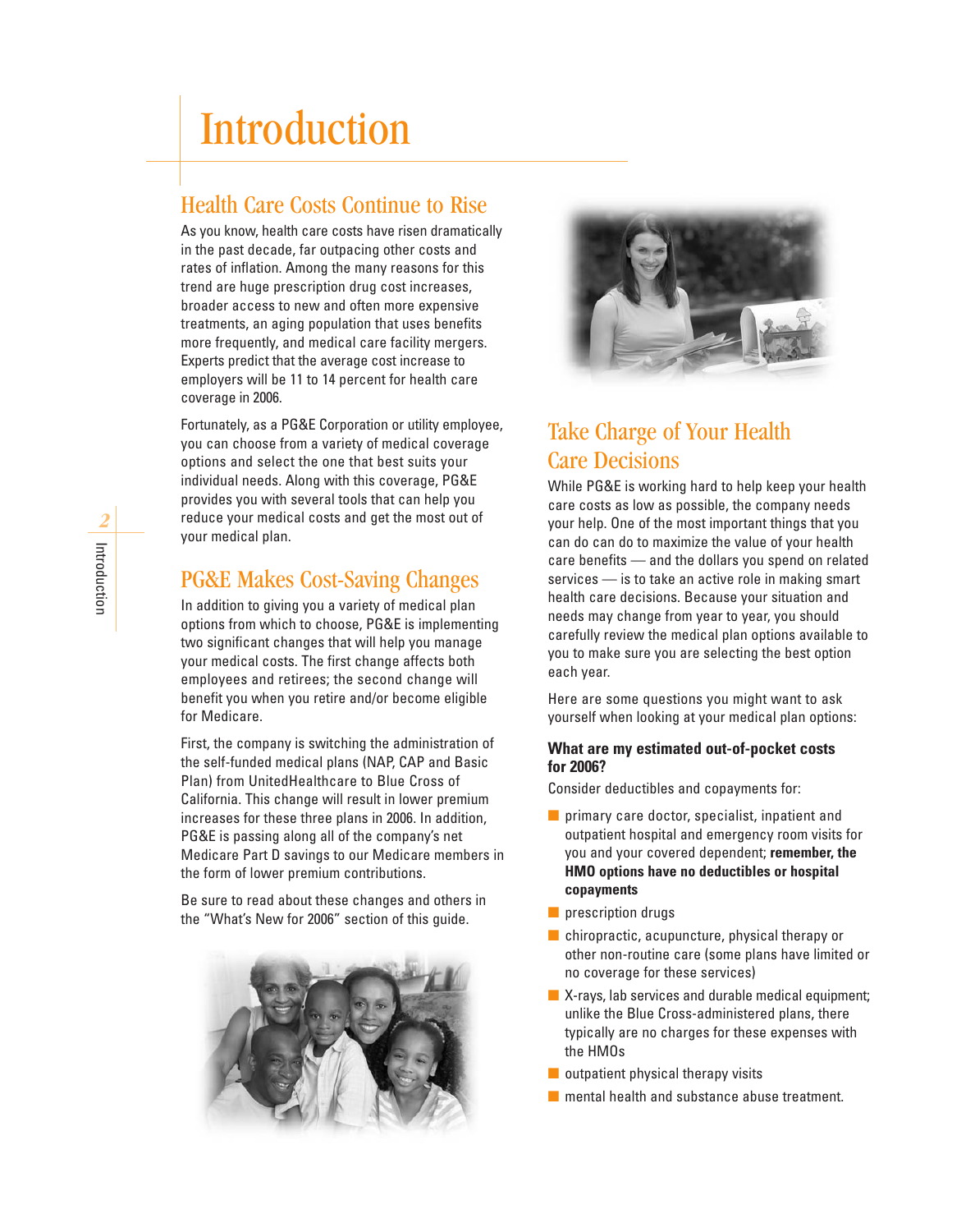# Introduction

## Health Care Costs Continue to Rise

As you know, health care costs have risen dramatically in the past decade, far outpacing other costs and rates of inflation. Among the many reasons for this trend are huge prescription drug cost increases, broader access to new and often more expensive treatments, an aging population that uses benefits more frequently, and medical care facility mergers. Experts predict that the average cost increase to employers will be 11 to 14 percent for health care coverage in 2006.

Fortunately, as a PG&E Corporation or utility employee, you can choose from a variety of medical coverage options and select the one that best suits your individual needs. Along with this coverage, PG&E provides you with several tools that can help you reduce your medical costs and get the most out of your medical plan.

## PG&E Makes Cost-Saving Changes

In addition to giving you a variety of medical plan options from which to choose, PG&E is implementing two significant changes that will help you manage your medical costs. The first change affects both employees and retirees; the second change will benefit you when you retire and/or become eligible for Medicare.

First, the company is switching the administration of the self-funded medical plans (NAP, CAP and Basic Plan) from UnitedHealthcare to Blue Cross of California. This change will result in lower premium increases for these three plans in 2006. In addition, PG&E is passing along all of the company's net Medicare Part D savings to our Medicare members in the form of lower premium contributions.

Be sure to read about these changes and others in the "What's New for 2006" section of this guide.

## Take Charge of Your Health Care Decisions

While PG&E is working hard to help keep your health care costs as low as possible, the company needs your help. One of the most important things that you can do can do to maximize the value of your health care benefits — and the dollars you spend on related services — is to take an active role in making smart health care decisions. Because your situation and needs may change from year to year, you should carefully review the medical plan options available to you to make sure you are selecting the best option each year.

Here are some questions you might want to ask yourself when looking at your medical plan options:

### What are my estimated out-of-pocket costs for 2006?

Consider deductibles and copayments for:

- primary care doctor, specialist, inpatient and outpatient hospital and emergency room visits for you and your covered dependent; **remember, the HMO options have no deductibles or hospital copayments**
- prescription drugs
- chiropractic, acupuncture, physical therapy or other non-routine care (some plans have limited or no coverage for these services)
- X-rays, lab services and durable medical equipment; unlike the Blue Cross-administered plans, there typically are no charges for these expenses with the HMOs
- outpatient physical therapy visits
- mental health and substance abuse treatment.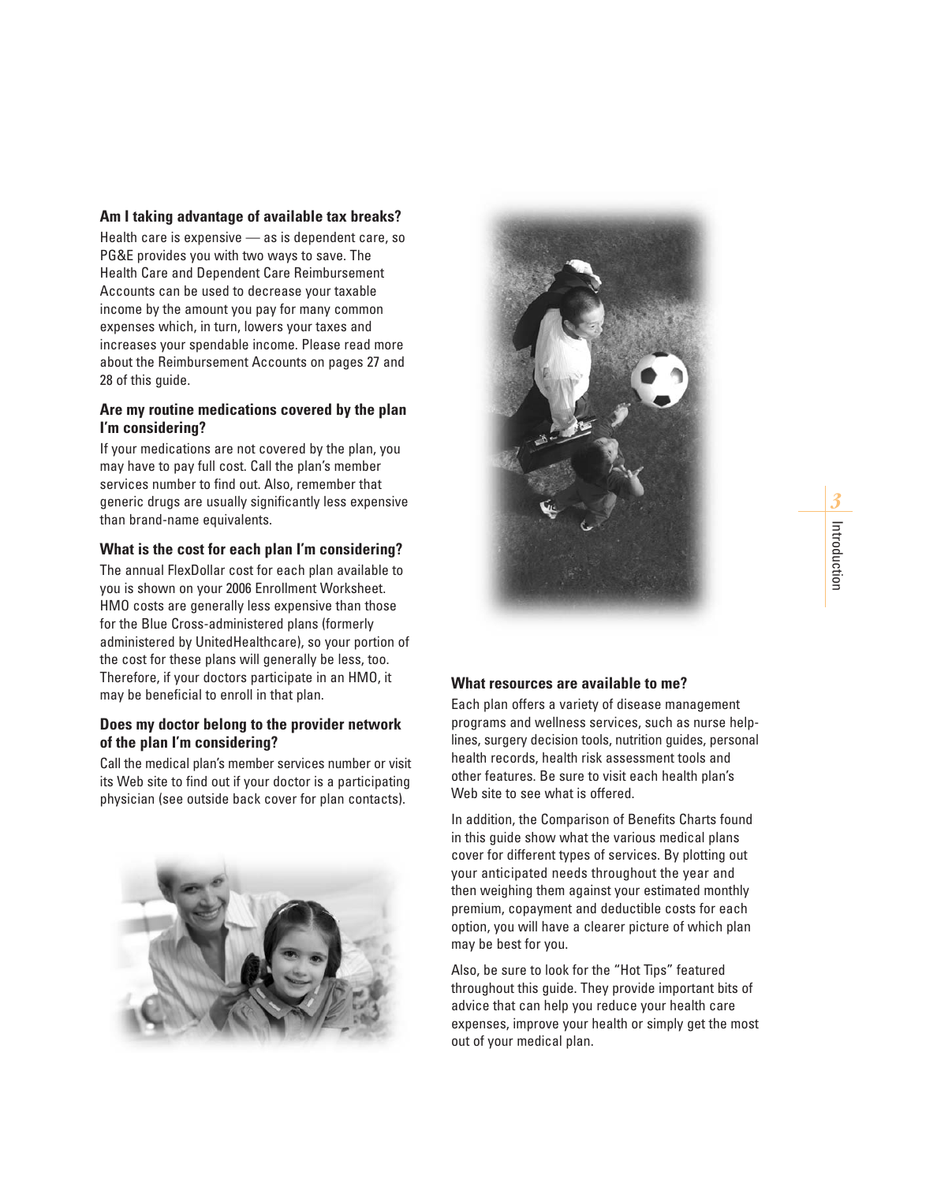### Am I taking advantage of available tax breaks?

Health care is expensive — as is dependent care, so PG&E provides you with two ways to save. The Health Care and Dependent Care Reimbursement Accounts can be used to decrease your taxable income by the amount you pay for many common expenses which, in turn, lowers your taxes and increases your spendable income. Please read more about the Reimbursement Accounts on pages 27 and 28 of this guide.

### Are my routine medications covered by the plan I'm considering?

If your medications are not covered by the plan, you may have to pay full cost. Call the plan's member services number to find out. Also, remember that generic drugs are usually significantly less expensive than brand-name equivalents.

### What is the cost for each plan I'm considering?

The annual FlexDollar cost for each plan available to you is shown on your 2006 Enrollment Worksheet. HMO costs are generally less expensive than those for the Blue Cross-administered plans (formerly administered by UnitedHealthcare), so your portion of the cost for these plans will generally be less, too. Therefore, if your doctors participate in an HMO, it may be beneficial to enroll in that plan.

### Does my doctor belong to the provider network of the plan I'm considering?

Call the medical plan's member services number or visit its Web site to find out if your doctor is a participating physician (see outside back cover for plan contacts).

### What resources are available to me?

Each plan offers a variety of disease management programs and wellness services, such as nurse help-lines, surgery decision tools, nutrition guides, personal health records, health risk assessment tools and other features. Be sure to visit each health plan's Web site to see what is offered.

In addition, the Comparison of Benefits Charts found in this guide show what the various medical plans cover for different types of services. By plotting out your anticipated needs throughout the year and then weighing them against your estimated monthly premium, copayment and deductible costs for each option, you will have a clearer picture of which plan may be best for you.

Also, be sure to look for the "Hot Tips" featured throughout this guide. They provide important bits of advice that can help you reduce your health care expenses, improve your health or simply get the most out of your medical plan.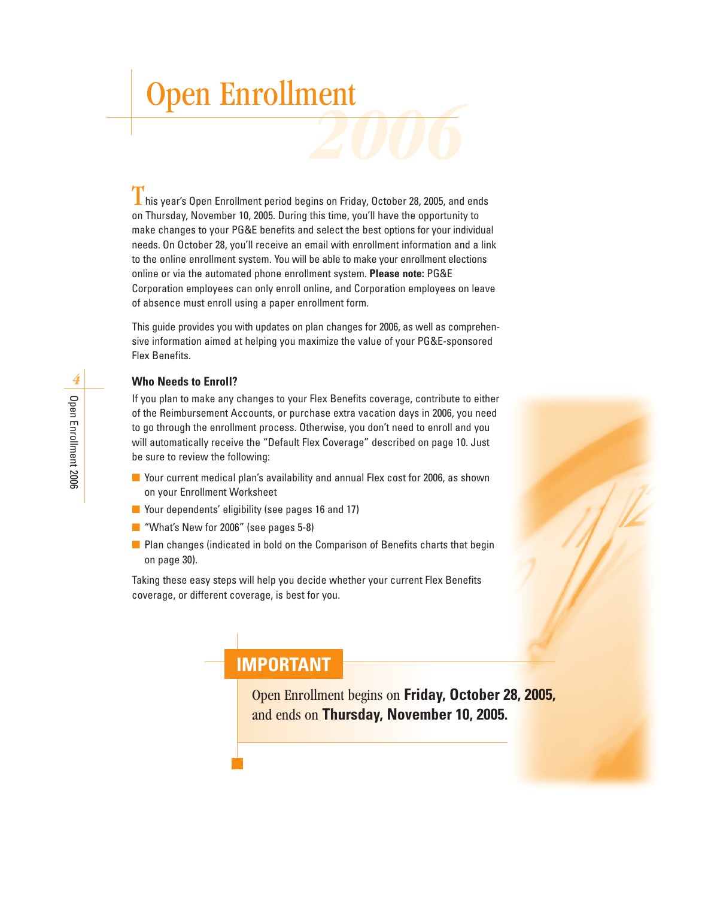# Open Enrollment 2006

This year's Open Enrollment period begins on Friday, October 28, 2005, and ends on Thursday, November 10, 2005. During this time, you'll have the opportunity to make changes to your PG&E benefits and select the best options for your individual needs. On October 28, you'll receive an email with enrollment information and a link to the online enrollment system. You will be able to make your enrollment elections online or via the automated phone enrollment system. **Please note:** PG&E Corporation employees can only enroll online, and Corporation employees on leave of absence must enroll using a paper enrollment form.

This guide provides you with updates on plan changes for 2006, as well as comprehensive information aimed at helping you maximize the value of your PG&E-sponsored Flex Benefits.

### Who Needs to Enroll?

If you plan to make any changes to your Flex Benefits coverage, contribute to either of the Reimbursement Accounts, or purchase extra vacation days in 2006, you need to go through the enrollment process. Otherwise, you don't need to enroll and you will automatically receive the "Default Flex Coverage" described on page 10. Just be sure to review the following:

- Your current medical plan's availability and annual Flex cost for 2006, as shown on your Enrollment Worksheet
- Your dependents' eligibility (see pages 16 and 17)
- "What's New for 2006" (see pages 5-8)
- Plan changes (indicated in bold on the Comparison of Benefits charts that begin on page 30).

Taking these easy steps will help you decide whether your current Flex Benefits coverage, or different coverage, is best for you.

## IMPORTANT

Open Enrollment begins on **Friday, October 28, 2005,** and ends on **Thursday, November 10, 2005.**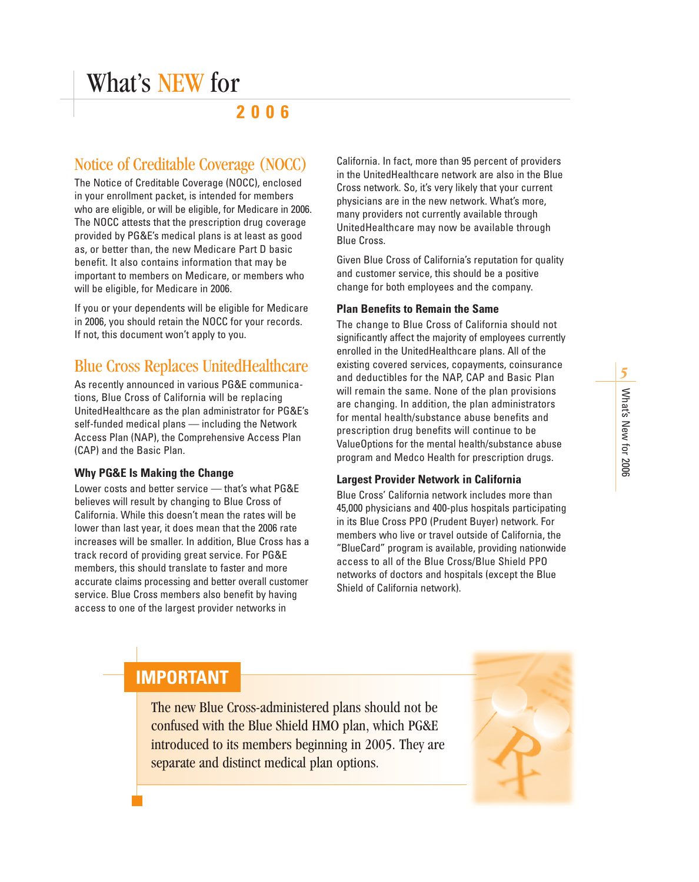# What's NEW for 2006

## Notice of Creditable Coverage (NOCC)

The Notice of Creditable Coverage (NOCC), enclosed in your enrollment packet, is intended for members who are eligible, or will be eligible, for Medicare in 2006. The NOCC attests that the prescription drug coverage provided by PG&E's medical plans is at least as good as, or better than, the new Medicare Part D basic benefit. It also contains information that may be important to members on Medicare, or members who will be eligible, for Medicare in 2006.

If you or your dependents will be eligible for Medicare in 2006, you should retain the NOCC for your records. If not, this document won't apply to you.

## Blue Cross Replaces UnitedHealthcare

As recently announced in various PG&E communications, Blue Cross of California will be replacing UnitedHealthcare as the plan administrator for PG&E's self-funded medical plans — including the Network Access Plan (NAP), the Comprehensive Access Plan (CAP) and the Basic Plan.

### Why PG&E Is Making the Change

Lower costs and better service — that's what PG&E believes will result by changing to Blue Cross of California. While this doesn't mean the rates will be lower than last year, it does mean that the 2006 rate increases will be smaller. In addition, Blue Cross has a track record of providing great service. For PG&E members, this should translate to faster and more accurate claims processing and better overall customer service. Blue Cross members also benefit by having access to one of the largest provider networks in California. In fact, more than 95 percent of providers in the UnitedHealthcare network are also in the Blue Cross network. So, it's very likely that your current physicians are in the new network. What's more, many providers not currently available through UnitedHealthcare may now be available through Blue Cross.

Given Blue Cross of California's reputation for quality and customer service, this should be a positive change for both employees and the company.

### Plan Benefits to Remain the Same

The change to Blue Cross of California should not significantly affect the majority of employees currently enrolled in the UnitedHealthcare plans. All of the existing covered services, copayments, coinsurance and deductibles for the NAP, CAP and Basic Plan will remain the same. None of the plan provisions are changing. In addition, the plan administrators for mental health/substance abuse benefits and prescription drug benefits will continue to be ValueOptions for the mental health/substance abuse program and Medco Health for prescription drugs.

### Largest Provider Network in California

Blue Cross' California network includes more than 45,000 physicians and 400-plus hospitals participating in its Blue Cross PPO (Prudent Buyer) network. For members who live or travel outside of California, the "BlueCard" program is available, providing nationwide access to all of the Blue Cross/Blue Shield PPO networks of doctors and hospitals (except the Blue Shield of California network).

## IMPORTANT

The new Blue Cross-administered plans should not be confused with the Blue Shield HMO plan, which PG&E introduced to its members beginning in 2005. They are separate and distinct medical plan options.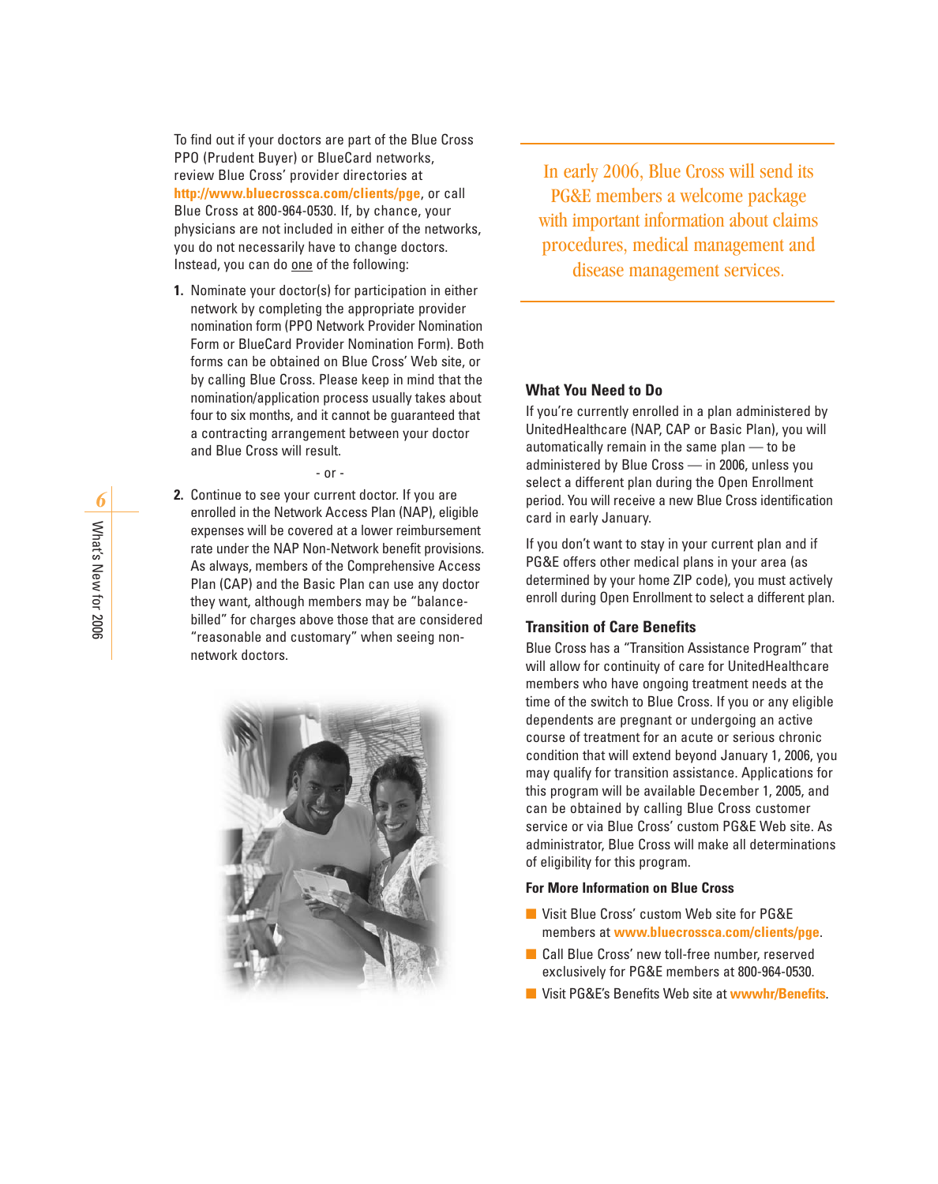To find out if your doctors are part of the Blue Cross PPO (Prudent Buyer) or BlueCard networks, review Blue Cross' provider directories at **http://www.bluecrossca.com/clients/pge**, or call Blue Cross at 800-964-0530. If, by chance, your physicians are not included in either of the networks, you do not necessarily have to change doctors. Instead, you can do one of the following:

1. Nominate your doctor(s) for participation in either network by completing the appropriate provider nomination form (PPO Network Provider Nomination Form or BlueCard Provider Nomination Form). Both forms can be obtained on Blue Cross' Web site, or by calling Blue Cross. Please keep in mind that the nomination/application process usually takes about four to six months, and it cannot be guaranteed that a contracting arrangement between your doctor and Blue Cross will result.

   \- or -

2. Continue to see your current doctor. If you are enrolled in the Network Access Plan (NAP), eligible expenses will be covered at a lower reimbursement rate under the NAP Non-Network benefit provisions. As always, members of the Comprehensive Access Plan (CAP) and the Basic Plan can use any doctor they want, although members may be "balance-billed" for charges above those that are considered "reasonable and customary" when seeing non-network doctors.

In early 2006, Blue Cross will send its PG&E members a welcome package with important information about claims procedures, medical management and disease management services.

### What You Need to Do

If you're currently enrolled in a plan administered by UnitedHealthcare (NAP, CAP or Basic Plan), you will automatically remain in the same plan — to be administered by Blue Cross — in 2006, unless you select a different plan during the Open Enrollment period. You will receive a new Blue Cross identification card in early January.

If you don't want to stay in your current plan and if PG&E offers other medical plans in your area (as determined by your home ZIP code), you must actively enroll during Open Enrollment to select a different plan.

### Transition of Care Benefits

Blue Cross has a "Transition Assistance Program" that will allow for continuity of care for UnitedHealthcare members who have ongoing treatment needs at the time of the switch to Blue Cross. If you or any eligible dependents are pregnant or undergoing an active course of treatment for an acute or serious chronic condition that will extend beyond January 1, 2006, you may qualify for transition assistance. Applications for this program will be available December 1, 2005, and can be obtained by calling Blue Cross customer service or via Blue Cross' custom PG&E Web site. As administrator, Blue Cross will make all determinations of eligibility for this program.

### For More Information on Blue Cross

- Visit Blue Cross' custom Web site for PG&E members at **www.bluecrossca.com/clients/pge**.
- Call Blue Cross' new toll-free number, reserved exclusively for PG&E members at 800-964-0530.
- Visit PG&E's Benefits Web site at **wwwhr/Benefits**.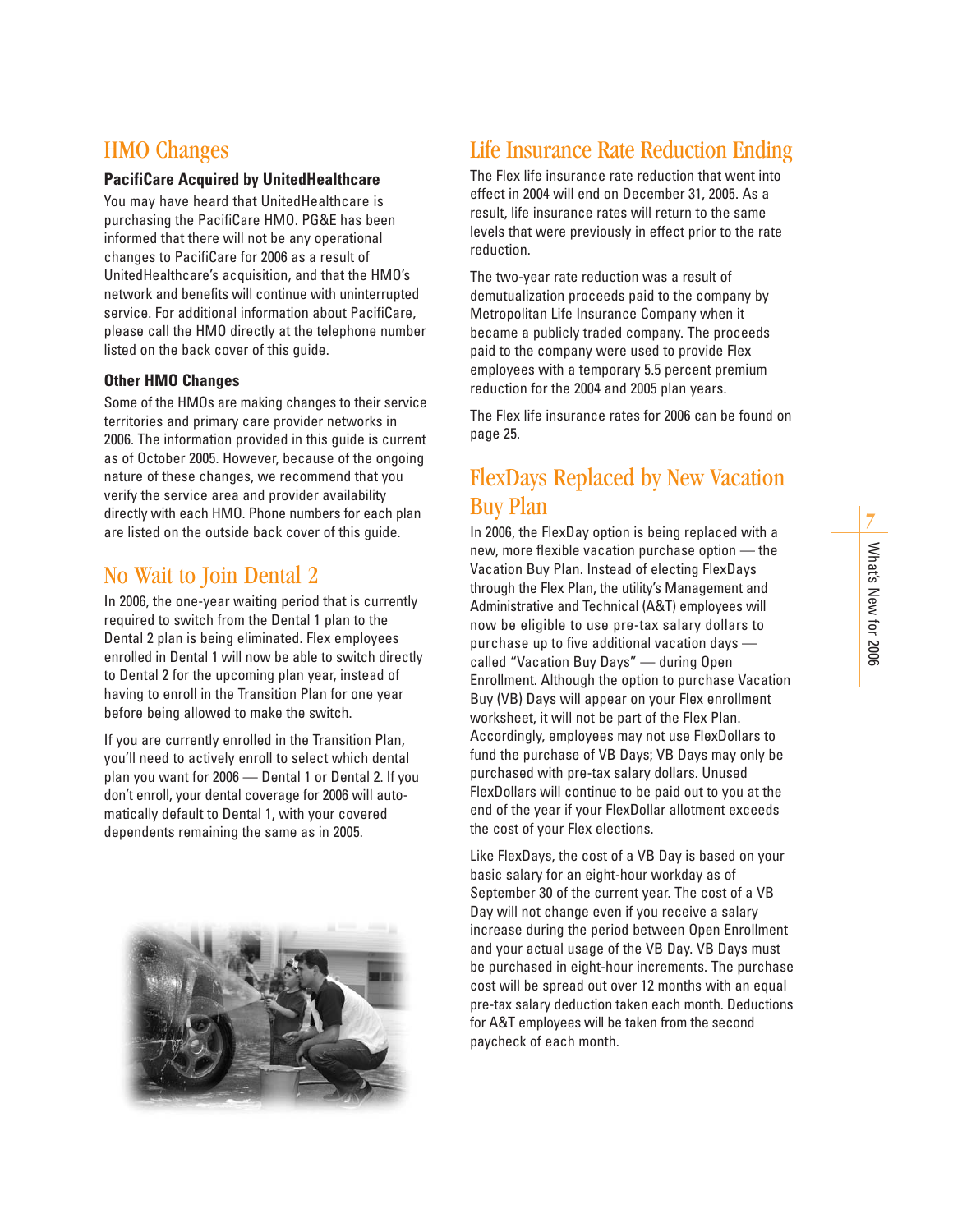## HMO Changes

### PacifiCare Acquired by UnitedHealthcare

You may have heard that UnitedHealthcare is purchasing the PacifiCare HMO. PG&E has been informed that there will not be any operational changes to PacifiCare for 2006 as a result of UnitedHealthcare's acquisition, and that the HMO's network and benefits will continue with uninterrupted service. For additional information about PacifiCare, please call the HMO directly at the telephone number listed on the back cover of this guide.

### Other HMO Changes

Some of the HMOs are making changes to their service territories and primary care provider networks in 2006. The information provided in this guide is current as of October 2005. However, because of the ongoing nature of these changes, we recommend that you verify the service area and provider availability directly with each HMO. Phone numbers for each plan are listed on the outside back cover of this guide.

## No Wait to Join Dental 2

In 2006, the one-year waiting period that is currently required to switch from the Dental 1 plan to the Dental 2 plan is being eliminated. Flex employees enrolled in Dental 1 will now be able to switch directly to Dental 2 for the upcoming plan year, instead of having to enroll in the Transition Plan for one year before being allowed to make the switch.

If you are currently enrolled in the Transition Plan, you'll need to actively enroll to select which dental plan you want for 2006 — Dental 1 or Dental 2. If you don't enroll, your dental coverage for 2006 will automatically default to Dental 1, with your covered dependents remaining the same as in 2005.

## Life Insurance Rate Reduction Ending

The Flex life insurance rate reduction that went into effect in 2004 will end on December 31, 2005. As a result, life insurance rates will return to the same levels that were previously in effect prior to the rate reduction.

The two-year rate reduction was a result of demutualization proceeds paid to the company by Metropolitan Life Insurance Company when it became a publicly traded company. The proceeds paid to the company were used to provide Flex employees with a temporary 5.5 percent premium reduction for the 2004 and 2005 plan years.

The Flex life insurance rates for 2006 can be found on page 25.

## FlexDays Replaced by New Vacation Buy Plan

In 2006, the FlexDay option is being replaced with a new, more flexible vacation purchase option — the Vacation Buy Plan. Instead of electing FlexDays through the Flex Plan, the utility's Management and Administrative and Technical (A&T) employees will now be eligible to use pre-tax salary dollars to purchase up to five additional vacation days — called "Vacation Buy Days" — during Open Enrollment. Although the option to purchase Vacation Buy (VB) Days will appear on your Flex enrollment worksheet, it will not be part of the Flex Plan. Accordingly, employees may not use FlexDollars to fund the purchase of VB Days; VB Days may only be purchased with pre-tax salary dollars. Unused FlexDollars will continue to be paid out to you at the end of the year if your FlexDollar allotment exceeds the cost of your Flex elections.

Like FlexDays, the cost of a VB Day is based on your basic salary for an eight-hour workday as of September 30 of the current year. The cost of a VB Day will not change even if you receive a salary increase during the period between Open Enrollment and your actual usage of the VB Day. VB Days must be purchased in eight-hour increments. The purchase cost will be spread out over 12 months with an equal pre-tax salary deduction taken each month. Deductions for A&T employees will be taken from the second paycheck of each month.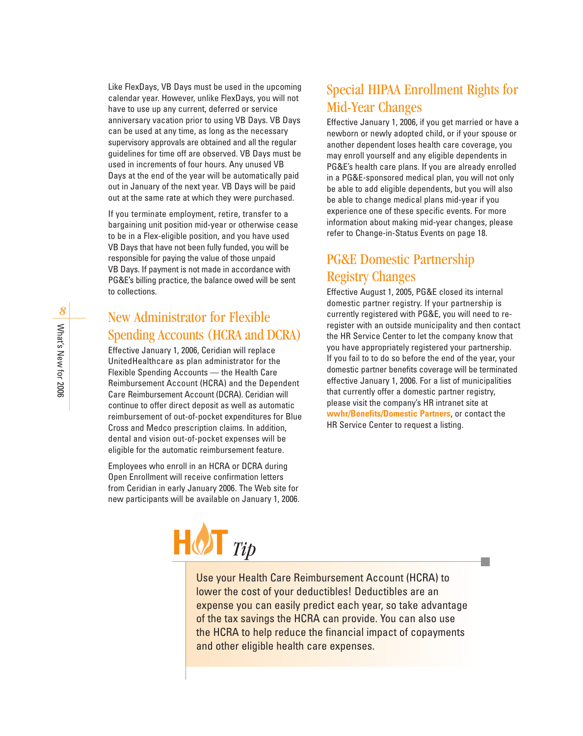Like FlexDays, VB Days must be used in the upcoming calendar year. However, unlike FlexDays, you will not have to use up any current, deferred or service anniversary vacation prior to using VB Days. VB Days can be used at any time, as long as the necessary supervisory approvals are obtained and all the regular guidelines for time off are observed. VB Days must be used in increments of four hours. Any unused VB Days at the end of the year will be automatically paid out in January of the next year. VB Days will be paid out at the same rate at which they were purchased.

If you terminate employment, retire, transfer to a bargaining unit position mid-year or otherwise cease to be in a Flex-eligible position, and you have used VB Days that have not been fully funded, you will be responsible for paying the value of those unpaid VB Days. If payment is not made in accordance with PG&E's billing practice, the balance owed will be sent to collections.

## New Administrator for Flexible Spending Accounts (HCRA and DCRA)

Effective January 1, 2006, Ceridian will replace UnitedHealthcare as plan administrator for the Flexible Spending Accounts — the Health Care Reimbursement Account (HCRA) and the Dependent Care Reimbursement Account (DCRA). Ceridian will continue to offer direct deposit as well as automatic reimbursement of out-of-pocket expenditures for Blue Cross and Medco prescription claims. In addition, dental and vision out-of-pocket expenses will be eligible for the automatic reimbursement feature.

Employees who enroll in an HCRA or DCRA during Open Enrollment will receive confirmation letters from Ceridian in early January 2006. The Web site for new participants will be available on January 1, 2006.

## Special HIPAA Enrollment Rights for Mid-Year Changes

Effective January 1, 2006, if you get married or have a newborn or newly adopted child, or if your spouse or another dependent loses health care coverage, you may enroll yourself and any eligible dependents in PG&E's health care plans. If you are already enrolled in a PG&E-sponsored medical plan, you will not only be able to add eligible dependents, but you will also be able to change medical plans mid-year if you experience one of these specific events. For more information about making mid-year changes, please refer to Change-in-Status Events on page 18.

## PG&E Domestic Partnership Registry Changes

Effective August 1, 2005, PG&E closed its internal domestic partner registry. If your partnership is currently registered with PG&E, you will need to re-register with an outside municipality and then contact the HR Service Center to let the company know that you have appropriately registered your partnership. If you fail to to do so before the end of the year, your domestic partner benefits coverage will be terminated effective January 1, 2006. For a list of municipalities that currently offer a domestic partner registry, please visit the company's HR intranet site at **wwhr/Benefits/Domestic Partners**, or contact the HR Service Center to request a listing.

### HOT *Tip*

Use your Health Care Reimbursement Account (HCRA) to lower the cost of your deductibles! Deductibles are an expense you can easily predict each year, so take advantage of the tax savings the HCRA can provide. You can also use the HCRA to help reduce the financial impact of copayments and other eligible health care expenses.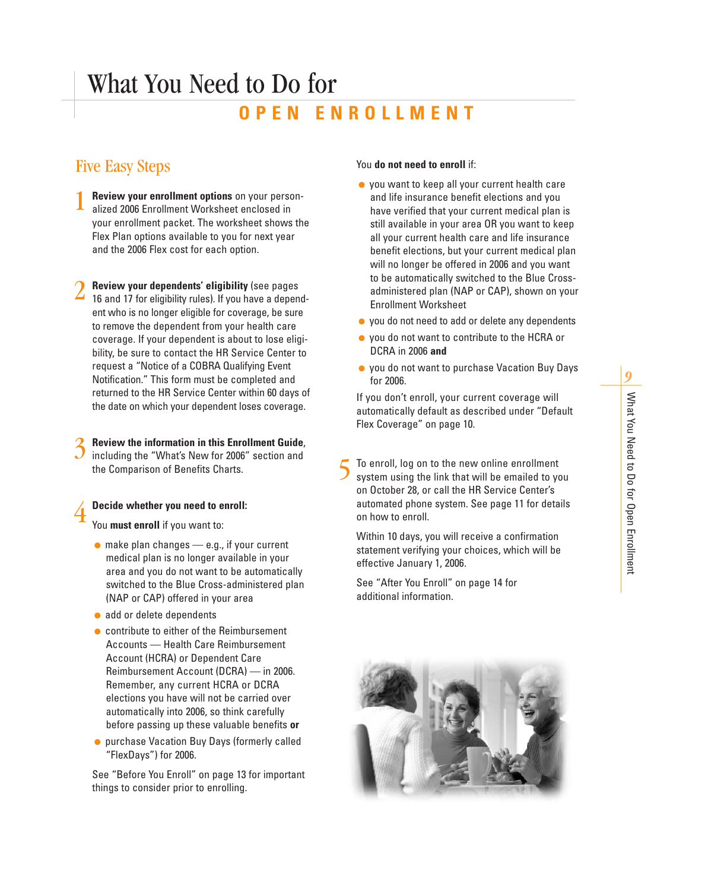# What You Need to Do for OPEN ENROLLMENT

## Five Easy Steps

1. **Review your enrollment options** on your personalized 2006 Enrollment Worksheet enclosed in your enrollment packet. The worksheet shows the Flex Plan options available to you for next year and the 2006 Flex cost for each option.

2. **Review your dependents' eligibility** (see pages 16 and 17 for eligibility rules). If you have a dependent who is no longer eligible for coverage, be sure to remove the dependent from your health care coverage. If your dependent is about to lose eligibility, be sure to contact the HR Service Center to request a "Notice of a COBRA Qualifying Event Notification." This form must be completed and returned to the HR Service Center within 60 days of the date on which your dependent loses coverage.

3. **Review the information in this Enrollment Guide**, including the "What's New for 2006" section and the Comparison of Benefits Charts.

4. **Decide whether you need to enroll:**

   You **must enroll** if you want to:

   - make plan changes — e.g., if your current medical plan is no longer available in your area and you do not want to be automatically switched to the Blue Cross-administered plan (NAP or CAP) offered in your area
   - add or delete dependents
   - contribute to either of the Reimbursement Accounts — Health Care Reimbursement Account (HCRA) or Dependent Care Reimbursement Account (DCRA) — in 2006. Remember, any current HCRA or DCRA elections you have will not be carried over automatically into 2006, so think carefully before passing up these valuable benefits **or**
   - purchase Vacation Buy Days (formerly called "FlexDays") for 2006.

   See "Before You Enroll" on page 13 for important things to consider prior to enrolling.

   You **do not need to enroll** if:

   - you want to keep all your current health care and life insurance benefit elections and you have verified that your current medical plan is still available in your area OR you want to keep all your current health care and life insurance benefit elections, but your current medical plan will no longer be offered in 2006 and you want to be automatically switched to the Blue Cross-administered plan (NAP or CAP), shown on your Enrollment Worksheet
   - you do not need to add or delete any dependents
   - you do not want to contribute to the HCRA or DCRA in 2006 **and**
   - you do not want to purchase Vacation Buy Days for 2006.

   If you don't enroll, your current coverage will automatically default as described under "Default Flex Coverage" on page 10.

5. To enroll, log on to the new online enrollment system using the link that will be emailed to you on October 28, or call the HR Service Center's automated phone system. See page 11 for details on how to enroll.

   Within 10 days, you will receive a confirmation statement verifying your choices, which will be effective January 1, 2006.

   See "After You Enroll" on page 14 for additional information.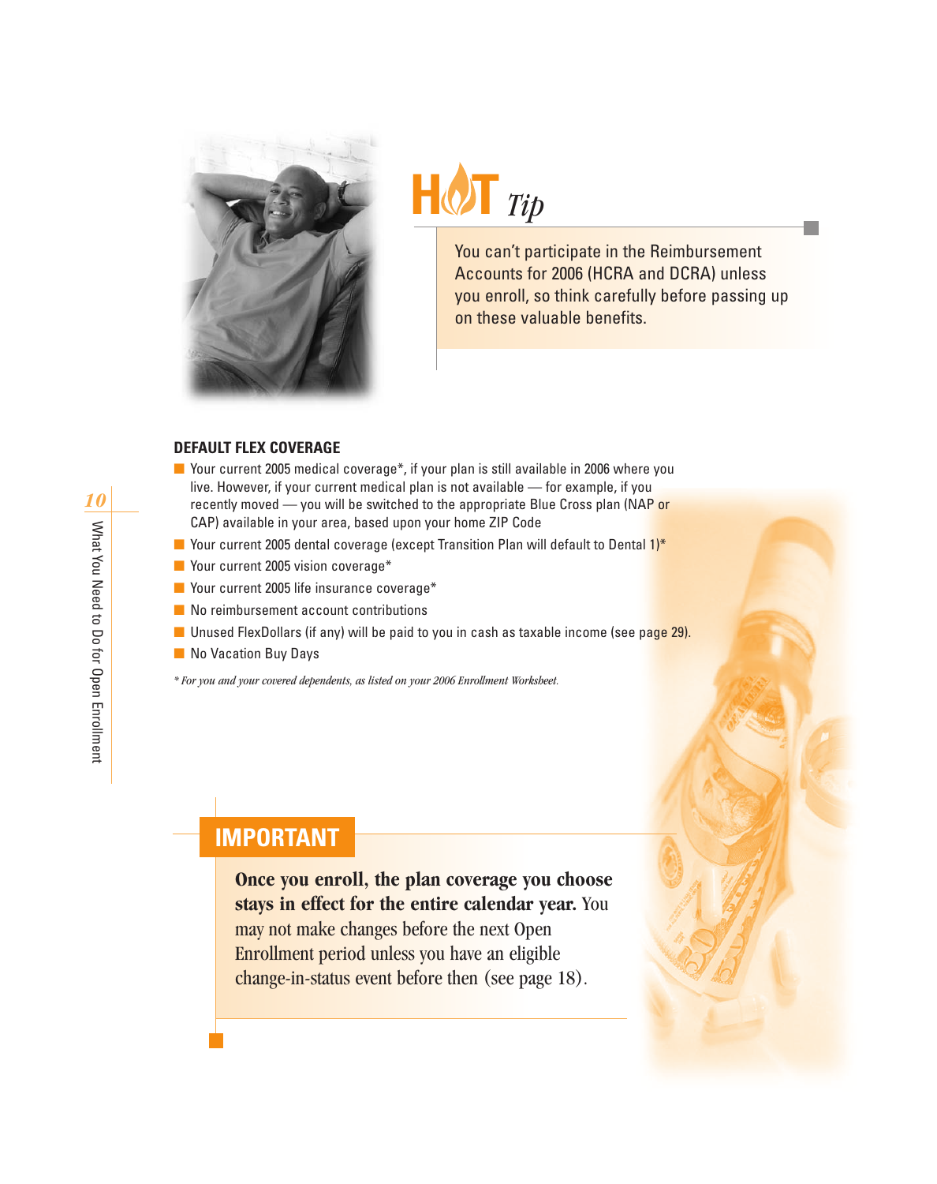## HOT Tip

You can't participate in the Reimbursement Accounts for 2006 (HCRA and DCRA) unless you enroll, so think carefully before passing up on these valuable benefits.

### DEFAULT FLEX COVERAGE

- Your current 2005 medical coverage*, if your plan is still available in 2006 where you live. However, if your current medical plan is not available — for example, if you recently moved — you will be switched to the appropriate Blue Cross plan (NAP or CAP) available in your area, based upon your home ZIP Code
- Your current 2005 dental coverage (except Transition Plan will default to Dental 1)*
- Your current 2005 vision coverage*
- Your current 2005 life insurance coverage*
- No reimbursement account contributions
- Unused FlexDollars (if any) will be paid to you in cash as taxable income (see page 29).
- No Vacation Buy Days

*\* For you and your covered dependents, as listed on your 2006 Enrollment Worksheet.*

## IMPORTANT

**Once you enroll, the plan coverage you choose stays in effect for the entire calendar year.** You may not make changes before the next Open Enrollment period unless you have an eligible change-in-status event before then (see page 18).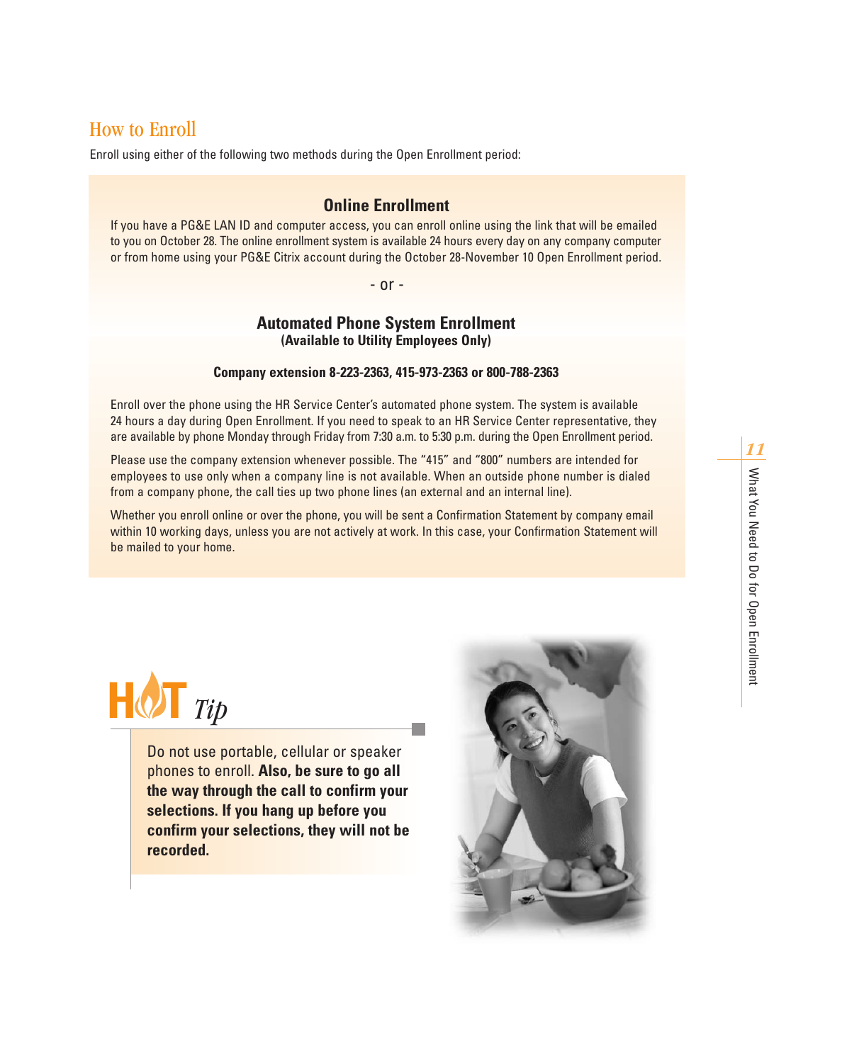# How to Enroll

Enroll using either of the following two methods during the Open Enrollment period:

## Online Enrollment

If you have a PG&E LAN ID and computer access, you can enroll online using the link that will be emailed to you on October 28. The online enrollment system is available 24 hours every day on any company computer or from home using your PG&E Citrix account during the October 28-November 10 Open Enrollment period.

- or -

## Automated Phone System Enrollment

**(Available to Utility Employees Only)**

**Company extension 8-223-2363, 415-973-2363 or 800-788-2363**

Enroll over the phone using the HR Service Center's automated phone system. The system is available 24 hours a day during Open Enrollment. If you need to speak to an HR Service Center representative, they are available by phone Monday through Friday from 7:30 a.m. to 5:30 p.m. during the Open Enrollment period.

Please use the company extension whenever possible. The "415" and "800" numbers are intended for employees to use only when a company line is not available. When an outside phone number is dialed from a company phone, the call ties up two phone lines (an external and an internal line).

Whether you enroll online or over the phone, you will be sent a Confirmation Statement by company email within 10 working days, unless you are not actively at work. In this case, your Confirmation Statement will be mailed to your home.

## HOT *Tip*

Do not use portable, cellular or speaker phones to enroll. **Also, be sure to go all the way through the call to confirm your selections. If you hang up before you confirm your selections, they will not be recorded.**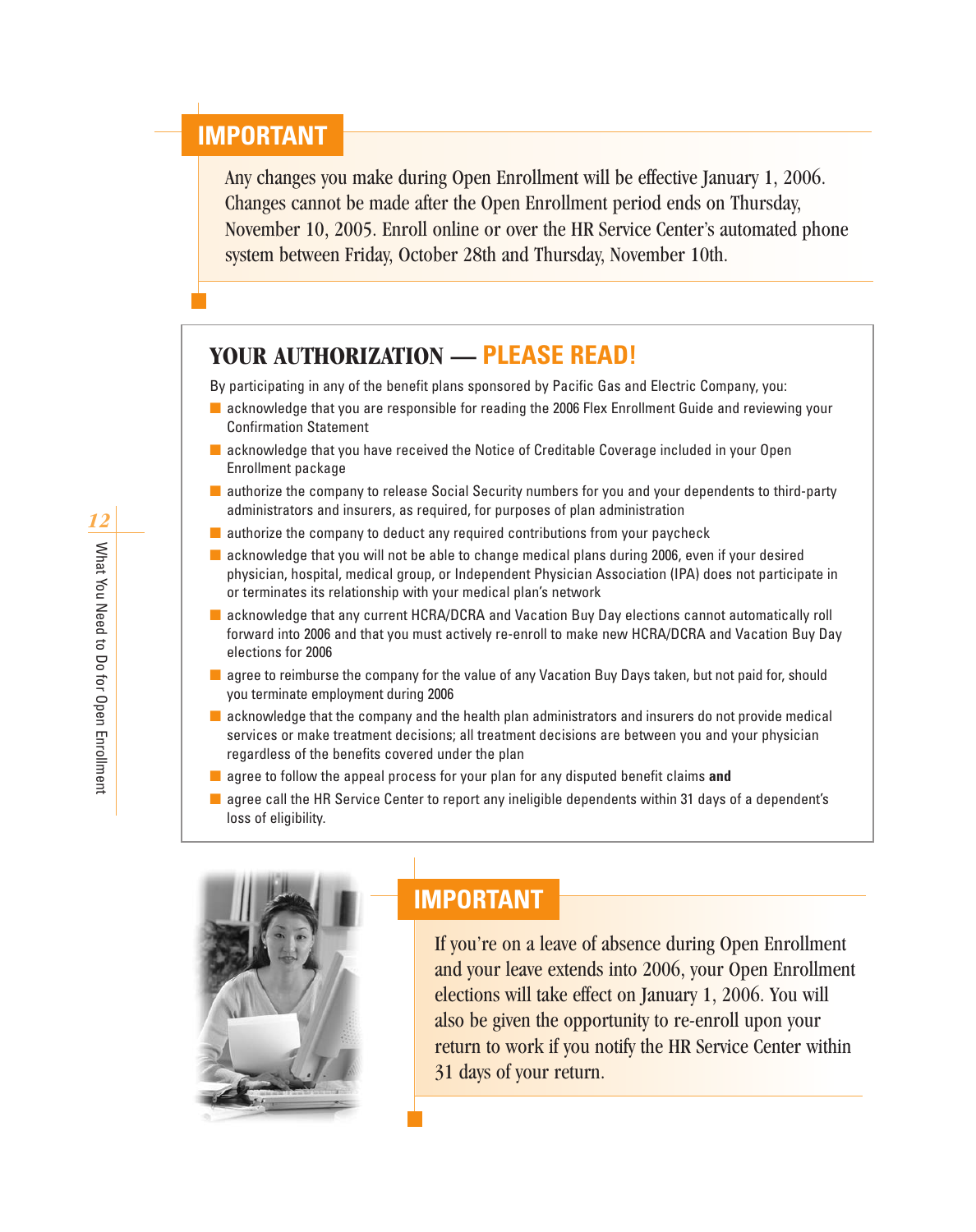## IMPORTANT

Any changes you make during Open Enrollment will be effective January 1, 2006. Changes cannot be made after the Open Enrollment period ends on Thursday, November 10, 2005. Enroll online or over the HR Service Center's automated phone system between Friday, October 28th and Thursday, November 10th.

## YOUR AUTHORIZATION — PLEASE READ!

By participating in any of the benefit plans sponsored by Pacific Gas and Electric Company, you:

- acknowledge that you are responsible for reading the 2006 Flex Enrollment Guide and reviewing your Confirmation Statement
- acknowledge that you have received the Notice of Creditable Coverage included in your Open Enrollment package
- authorize the company to release Social Security numbers for you and your dependents to third-party administrators and insurers, as required, for purposes of plan administration
- authorize the company to deduct any required contributions from your paycheck
- acknowledge that you will not be able to change medical plans during 2006, even if your desired physician, hospital, medical group, or Independent Physician Association (IPA) does not participate in or terminates its relationship with your medical plan's network
- acknowledge that any current HCRA/DCRA and Vacation Buy Day elections cannot automatically roll forward into 2006 and that you must actively re-enroll to make new HCRA/DCRA and Vacation Buy Day elections for 2006
- agree to reimburse the company for the value of any Vacation Buy Days taken, but not paid for, should you terminate employment during 2006
- acknowledge that the company and the health plan administrators and insurers do not provide medical services or make treatment decisions; all treatment decisions are between you and your physician regardless of the benefits covered under the plan
- agree to follow the appeal process for your plan for any disputed benefit claims **and**
- agree call the HR Service Center to report any ineligible dependents within 31 days of a dependent's loss of eligibility.

## IMPORTANT

If you're on a leave of absence during Open Enrollment and your leave extends into 2006, your Open Enrollment elections will take effect on January 1, 2006. You will also be given the opportunity to re-enroll upon your return to work if you notify the HR Service Center within 31 days of your return.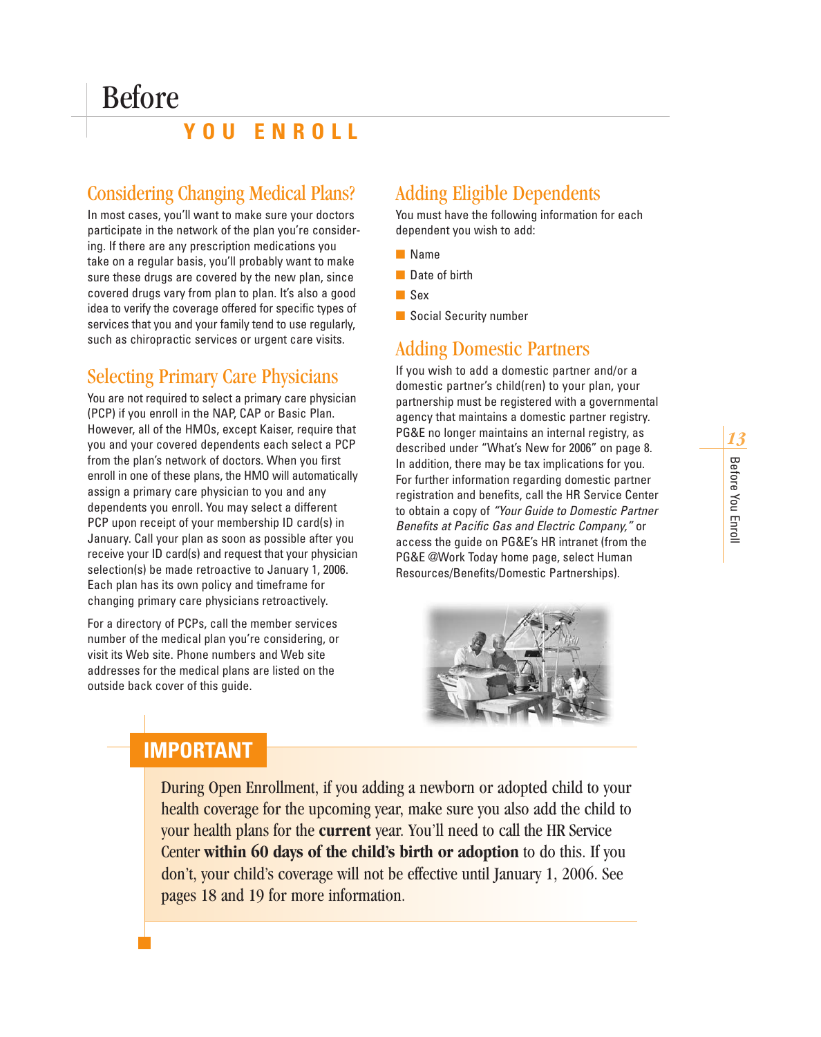# Before YOU ENROLL

## Considering Changing Medical Plans?

In most cases, you'll want to make sure your doctors participate in the network of the plan you're considering. If there are any prescription medications you take on a regular basis, you'll probably want to make sure these drugs are covered by the new plan, since covered drugs vary from plan to plan. It's also a good idea to verify the coverage offered for specific types of services that you and your family tend to use regularly, such as chiropractic services or urgent care visits.

## Selecting Primary Care Physicians

You are not required to select a primary care physician (PCP) if you enroll in the NAP, CAP or Basic Plan. However, all of the HMOs, except Kaiser, require that you and your covered dependents each select a PCP from the plan's network of doctors. When you first enroll in one of these plans, the HMO will automatically assign a primary care physician to you and any dependents you enroll. You may select a different PCP upon receipt of your membership ID card(s) in January. Call your plan as soon as possible after you receive your ID card(s) and request that your physician selection(s) be made retroactive to January 1, 2006. Each plan has its own policy and timeframe for changing primary care physicians retroactively.

For a directory of PCPs, call the member services number of the medical plan you're considering, or visit its Web site. Phone numbers and Web site addresses for the medical plans are listed on the outside back cover of this guide.

## Adding Eligible Dependents

You must have the following information for each dependent you wish to add:

- Name
- Date of birth
- Sex
- Social Security number

## Adding Domestic Partners

If you wish to add a domestic partner and/or a domestic partner's child(ren) to your plan, your partnership must be registered with a governmental agency that maintains a domestic partner registry. PG&E no longer maintains an internal registry, as described under "What's New for 2006" on page 8. In addition, there may be tax implications for you. For further information regarding domestic partner registration and benefits, call the HR Service Center to obtain a copy of *"Your Guide to Domestic Partner Benefits at Pacific Gas and Electric Company,"* or access the guide on PG&E's HR intranet (from the PG&E @Work Today home page, select Human Resources/Benefits/Domestic Partnerships).

## IMPORTANT

During Open Enrollment, if you adding a newborn or adopted child to your health coverage for the upcoming year, make sure you also add the child to your health plans for the **current** year. You'll need to call the HR Service Center **within 60 days of the child's birth or adoption** to do this. If you don't, your child's coverage will not be effective until January 1, 2006. See pages 18 and 19 for more information.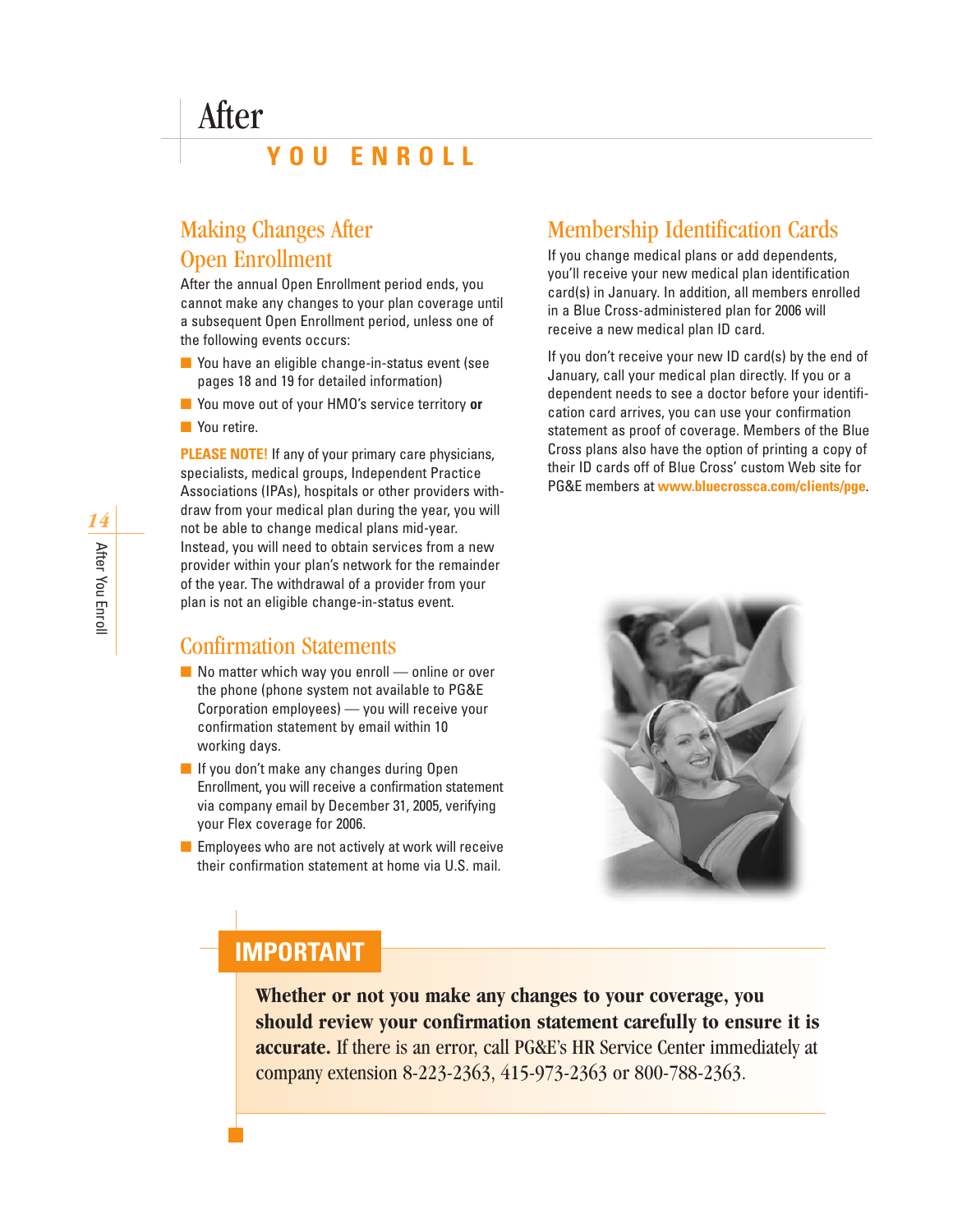# After YOU ENROLL

## Making Changes After Open Enrollment

After the annual Open Enrollment period ends, you cannot make any changes to your plan coverage until a subsequent Open Enrollment period, unless one of the following events occurs:

- You have an eligible change-in-status event (see pages 18 and 19 for detailed information)
- You move out of your HMO's service territory **or**
- You retire.

**PLEASE NOTE!** If any of your primary care physicians, specialists, medical groups, Independent Practice Associations (IPAs), hospitals or other providers withdraw from your medical plan during the year, you will not be able to change medical plans mid-year. Instead, you will need to obtain services from a new provider within your plan's network for the remainder of the year. The withdrawal of a provider from your plan is not an eligible change-in-status event.

## Confirmation Statements

- No matter which way you enroll — online or over the phone (phone system not available to PG&E Corporation employees) — you will receive your confirmation statement by email within 10 working days.
- If you don't make any changes during Open Enrollment, you will receive a confirmation statement via company email by December 31, 2005, verifying your Flex coverage for 2006.
- Employees who are not actively at work will receive their confirmation statement at home via U.S. mail.

## Membership Identification Cards

If you change medical plans or add dependents, you'll receive your new medical plan identification card(s) in January. In addition, all members enrolled in a Blue Cross-administered plan for 2006 will receive a new medical plan ID card.

If you don't receive your new ID card(s) by the end of January, call your medical plan directly. If you or a dependent needs to see a doctor before your identification card arrives, you can use your confirmation statement as proof of coverage. Members of the Blue Cross plans also have the option of printing a copy of their ID cards off of Blue Cross' custom Web site for PG&E members at **www.bluecrossca.com/clients/pge**.

## IMPORTANT

**Whether or not you make any changes to your coverage, you should review your confirmation statement carefully to ensure it is accurate.** If there is an error, call PG&E's HR Service Center immediately at company extension 8-223-2363, 415-973-2363 or 800-788-2363.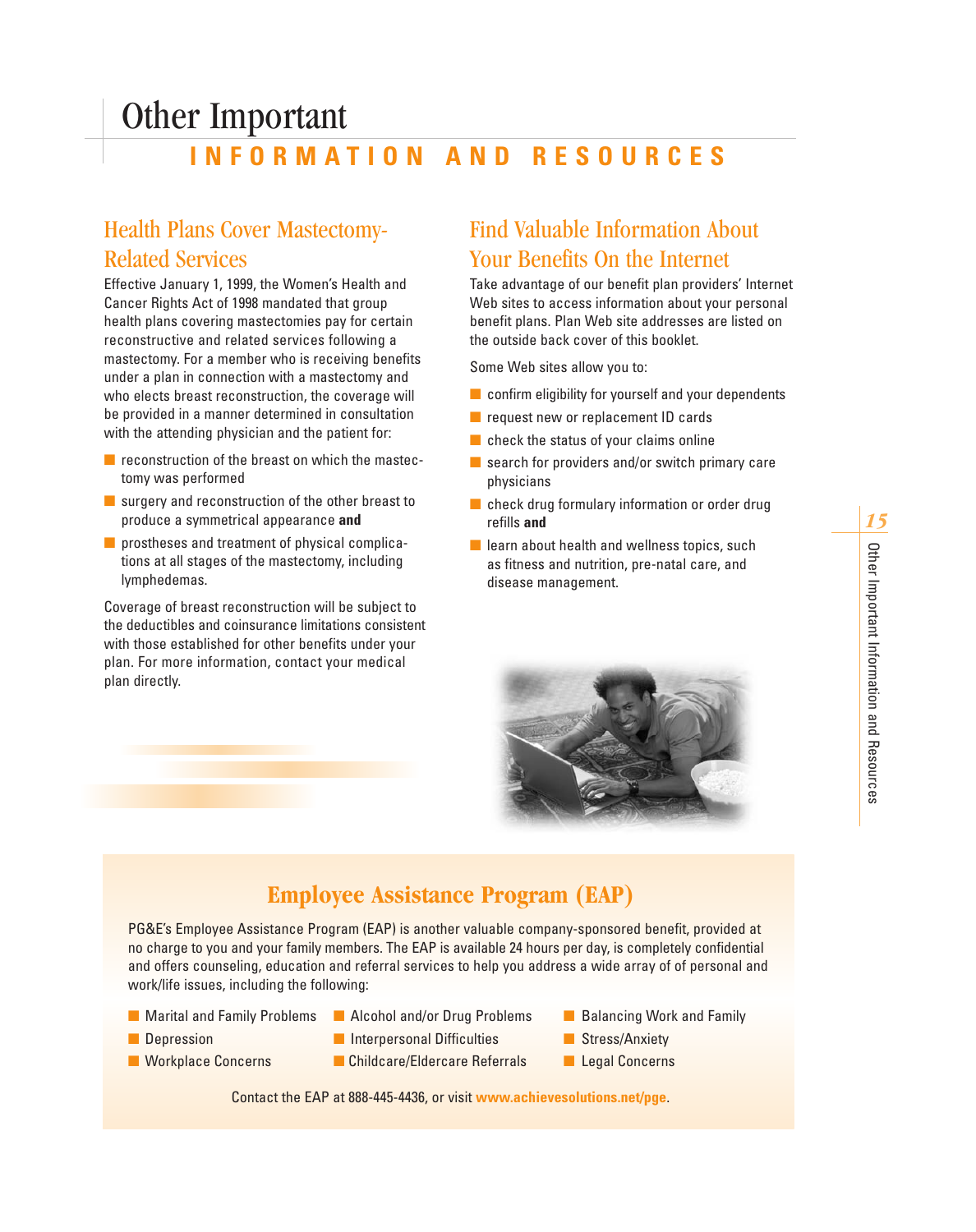# Other Important INFORMATION AND RESOURCES

## Health Plans Cover Mastectomy-Related Services

Effective January 1, 1999, the Women's Health and Cancer Rights Act of 1998 mandated that group health plans covering mastectomies pay for certain reconstructive and related services following a mastectomy. For a member who is receiving benefits under a plan in connection with a mastectomy and who elects breast reconstruction, the coverage will be provided in a manner determined in consultation with the attending physician and the patient for:

- reconstruction of the breast on which the mastectomy was performed
- surgery and reconstruction of the other breast to produce a symmetrical appearance **and**
- prostheses and treatment of physical complications at all stages of the mastectomy, including lymphedemas.

Coverage of breast reconstruction will be subject to the deductibles and coinsurance limitations consistent with those established for other benefits under your plan. For more information, contact your medical plan directly.

## Find Valuable Information About Your Benefits On the Internet

Take advantage of our benefit plan providers' Internet Web sites to access information about your personal benefit plans. Plan Web site addresses are listed on the outside back cover of this booklet.

Some Web sites allow you to:

- confirm eligibility for yourself and your dependents
- request new or replacement ID cards
- check the status of your claims online
- search for providers and/or switch primary care physicians
- check drug formulary information or order drug refills **and**
- learn about health and wellness topics, such as fitness and nutrition, pre-natal care, and disease management.

## Employee Assistance Program (EAP)

PG&E's Employee Assistance Program (EAP) is another valuable company-sponsored benefit, provided at no charge to you and your family members. The EAP is available 24 hours per day, is completely confidential and offers counseling, education and referral services to help you address a wide array of of personal and work/life issues, including the following:

- Marital and Family Problems
- Depression
- Workplace Concerns
- Alcohol and/or Drug Problems
- Interpersonal Difficulties
- Childcare/Eldercare Referrals
- Balancing Work and Family
- Stress/Anxiety
- Legal Concerns

Contact the EAP at 888-445-4436, or visit **www.achievesolutions.net/pge**.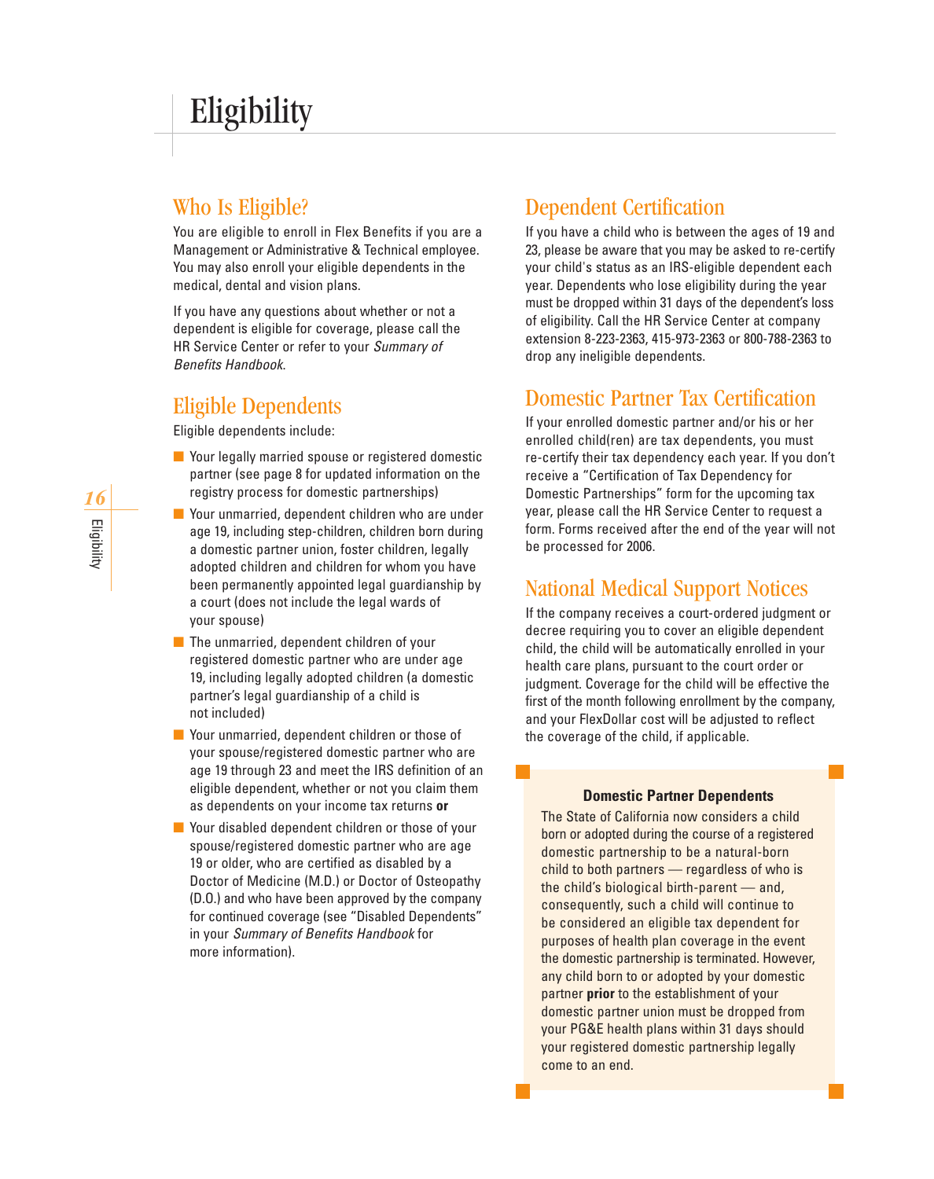# Eligibility

## Who Is Eligible?

You are eligible to enroll in Flex Benefits if you are a Management or Administrative & Technical employee. You may also enroll your eligible dependents in the medical, dental and vision plans.

If you have any questions about whether or not a dependent is eligible for coverage, please call the HR Service Center or refer to your *Summary of Benefits Handbook*.

## Eligible Dependents

Eligible dependents include:

- Your legally married spouse or registered domestic partner (see page 8 for updated information on the registry process for domestic partnerships)
- Your unmarried, dependent children who are under age 19, including step-children, children born during a domestic partner union, foster children, legally adopted children and children for whom you have been permanently appointed legal guardianship by a court (does not include the legal wards of your spouse)
- The unmarried, dependent children of your registered domestic partner who are under age 19, including legally adopted children (a domestic partner's legal guardianship of a child is not included)
- Your unmarried, dependent children or those of your spouse/registered domestic partner who are age 19 through 23 and meet the IRS definition of an eligible dependent, whether or not you claim them as dependents on your income tax returns **or**
- Your disabled dependent children or those of your spouse/registered domestic partner who are age 19 or older, who are certified as disabled by a Doctor of Medicine (M.D.) or Doctor of Osteopathy (D.O.) and who have been approved by the company for continued coverage (see "Disabled Dependents" in your *Summary of Benefits Handbook* for more information).

## Dependent Certification

If you have a child who is between the ages of 19 and 23, please be aware that you may be asked to re-certify your child's status as an IRS-eligible dependent each year. Dependents who lose eligibility during the year must be dropped within 31 days of the dependent's loss of eligibility. Call the HR Service Center at company extension 8-223-2363, 415-973-2363 or 800-788-2363 to drop any ineligible dependents.

## Domestic Partner Tax Certification

If your enrolled domestic partner and/or his or her enrolled child(ren) are tax dependents, you must re-certify their tax dependency each year. If you don't receive a "Certification of Tax Dependency for Domestic Partnerships" form for the upcoming tax year, please call the HR Service Center to request a form. Forms received after the end of the year will not be processed for 2006.

## National Medical Support Notices

If the company receives a court-ordered judgment or decree requiring you to cover an eligible dependent child, the child will be automatically enrolled in your health care plans, pursuant to the court order or judgment. Coverage for the child will be effective the first of the month following enrollment by the company, and your FlexDollar cost will be adjusted to reflect the coverage of the child, if applicable.

**Domestic Partner Dependents**

The State of California now considers a child born or adopted during the course of a registered domestic partnership to be a natural-born child to both partners — regardless of who is the child's biological birth-parent — and, consequently, such a child will continue to be considered an eligible tax dependent for purposes of health plan coverage in the event the domestic partnership is terminated. However, any child born to or adopted by your domestic partner **prior** to the establishment of your domestic partner union must be dropped from your PG&E health plans within 31 days should your registered domestic partnership legally come to an end.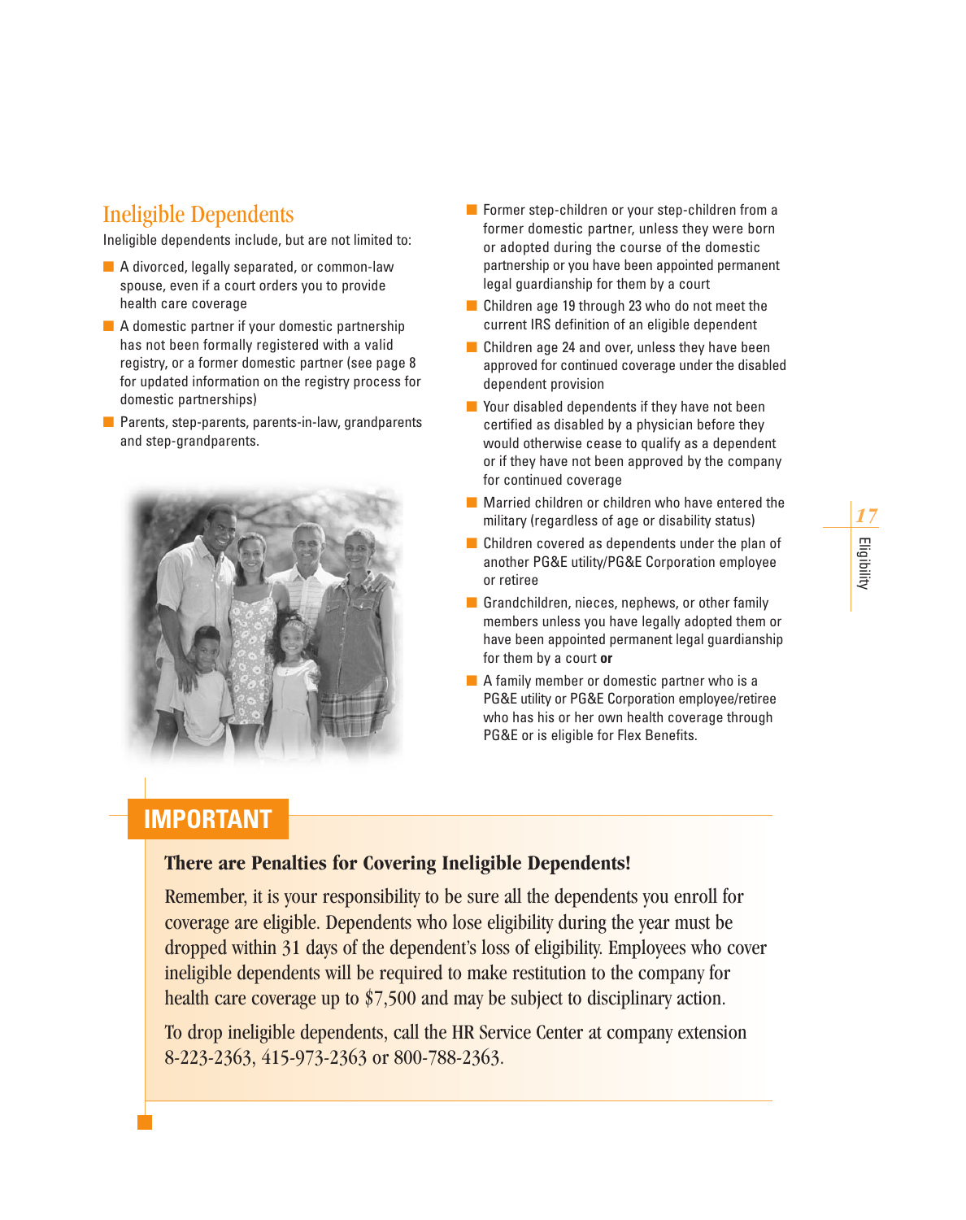## Ineligible Dependents

Ineligible dependents include, but are not limited to:

- A divorced, legally separated, or common-law spouse, even if a court orders you to provide health care coverage
- A domestic partner if your domestic partnership has not been formally registered with a valid registry, or a former domestic partner (see page 8 for updated information on the registry process for domestic partnerships)
- Parents, step-parents, parents-in-law, grandparents and step-grandparents.
- Former step-children or your step-children from a former domestic partner, unless they were born or adopted during the course of the domestic partnership or you have been appointed permanent legal guardianship for them by a court
- Children age 19 through 23 who do not meet the current IRS definition of an eligible dependent
- Children age 24 and over, unless they have been approved for continued coverage under the disabled dependent provision
- Your disabled dependents if they have not been certified as disabled by a physician before they would otherwise cease to qualify as a dependent or if they have not been approved by the company for continued coverage
- Married children or children who have entered the military (regardless of age or disability status)
- Children covered as dependents under the plan of another PG&E utility/PG&E Corporation employee or retiree
- Grandchildren, nieces, nephews, or other family members unless you have legally adopted them or have been appointed permanent legal guardianship for them by a court **or**
- A family member or domestic partner who is a PG&E utility or PG&E Corporation employee/retiree who has his or her own health coverage through PG&E or is eligible for Flex Benefits.

## IMPORTANT

### There are Penalties for Covering Ineligible Dependents!

Remember, it is your responsibility to be sure all the dependents you enroll for coverage are eligible. Dependents who lose eligibility during the year must be dropped within 31 days of the dependent's loss of eligibility. Employees who cover ineligible dependents will be required to make restitution to the company for health care coverage up to $7,500 and may be subject to disciplinary action.

To drop ineligible dependents, call the HR Service Center at company extension 8-223-2363, 415-973-2363 or 800-788-2363.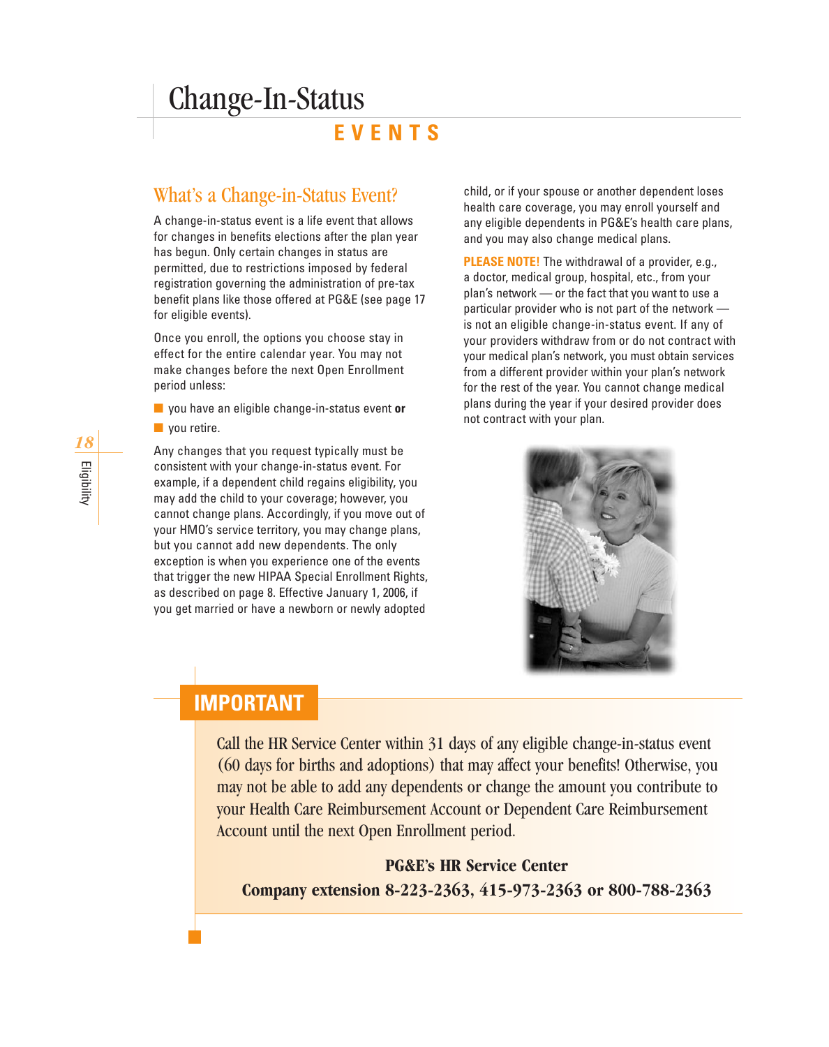# Change-In-Status EVENTS

## What's a Change-in-Status Event?

A change-in-status event is a life event that allows for changes in benefits elections after the plan year has begun. Only certain changes in status are permitted, due to restrictions imposed by federal registration governing the administration of pre-tax benefit plans like those offered at PG&E (see page 17 for eligible events).

Once you enroll, the options you choose stay in effect for the entire calendar year. You may not make changes before the next Open Enrollment period unless:

- you have an eligible change-in-status event **or**
- you retire.

Any changes that you request typically must be consistent with your change-in-status event. For example, if a dependent child regains eligibility, you may add the child to your coverage; however, you cannot change plans. Accordingly, if you move out of your HMO's service territory, you may change plans, but you cannot add new dependents. The only exception is when you experience one of the events that trigger the new HIPAA Special Enrollment Rights, as described on page 8. Effective January 1, 2006, if you get married or have a newborn or newly adopted child, or if your spouse or another dependent loses health care coverage, you may enroll yourself and any eligible dependents in PG&E's health care plans, and you may also change medical plans.

**PLEASE NOTE!** The withdrawal of a provider, e.g., a doctor, medical group, hospital, etc., from your plan's network — or the fact that you want to use a particular provider who is not part of the network — is not an eligible change-in-status event. If any of your providers withdraw from or do not contract with your medical plan's network, you must obtain services from a different provider within your plan's network for the rest of the year. You cannot change medical plans during the year if your desired provider does not contract with your plan.

## IMPORTANT

Call the HR Service Center within 31 days of any eligible change-in-status event (60 days for births and adoptions) that may affect your benefits! Otherwise, you may not be able to add any dependents or change the amount you contribute to your Health Care Reimbursement Account or Dependent Care Reimbursement Account until the next Open Enrollment period.

**PG&E's HR Service Center**
**Company extension 8-223-2363, 415-973-2363 or 800-788-2363**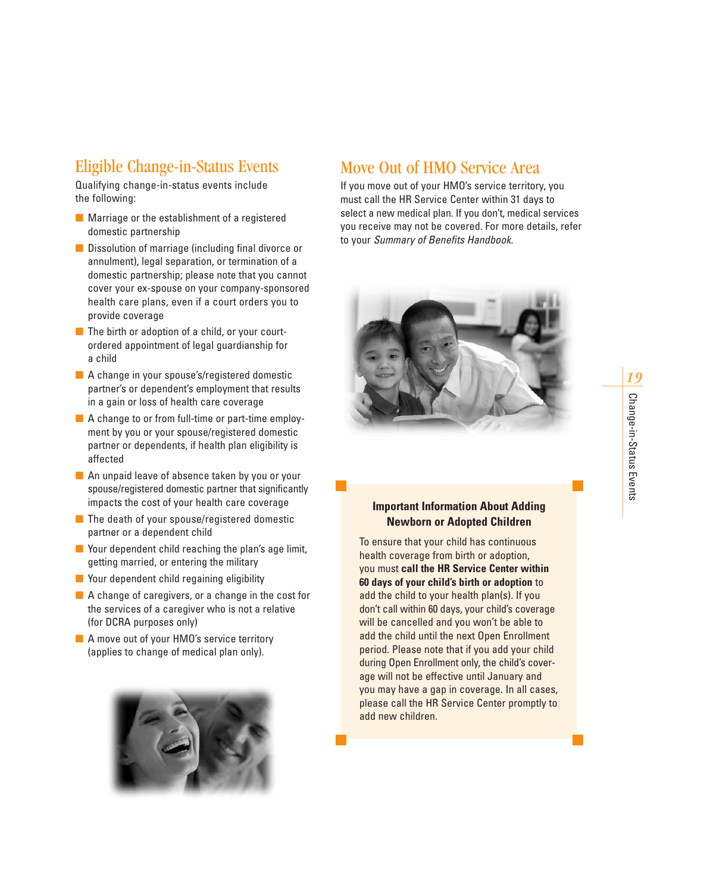## Eligible Change-in-Status Events

Qualifying change-in-status events include the following:

- Marriage or the establishment of a registered domestic partnership
- Dissolution of marriage (including final divorce or annulment), legal separation, or termination of a domestic partnership; please note that you cannot cover your ex-spouse on your company-sponsored health care plans, even if a court orders you to provide coverage
- The birth or adoption of a child, or your court-ordered appointment of legal guardianship for a child
- A change in your spouse's/registered domestic partner's or dependent's employment that results in a gain or loss of health care coverage
- A change to or from full-time or part-time employment by you or your spouse/registered domestic partner or dependents, if health plan eligibility is affected
- An unpaid leave of absence taken by you or your spouse/registered domestic partner that significantly impacts the cost of your health care coverage
- The death of your spouse/registered domestic partner or a dependent child
- Your dependent child reaching the plan's age limit, getting married, or entering the military
- Your dependent child regaining eligibility
- A change of caregivers, or a change in the cost for the services of a caregiver who is not a relative (for DCRA purposes only)
- A move out of your HMO's service territory (applies to change of medical plan only).

## Move Out of HMO Service Area

If you move out of your HMO's service territory, you must call the HR Service Center within 31 days to select a new medical plan. If you don't, medical services you receive may not be covered. For more details, refer to your *Summary of Benefits Handbook*.

### Important Information About Adding Newborn or Adopted Children

To ensure that your child has continuous health coverage from birth or adoption, you must **call the HR Service Center within 60 days of your child's birth or adoption** to add the child to your health plan(s). If you don't call within 60 days, your child's coverage will be cancelled and you won't be able to add the child until the next Open Enrollment period. Please note that if you add your child during Open Enrollment only, the child's coverage will not be effective until January and you may have a gap in coverage. In all cases, please call the HR Service Center promptly to add new children.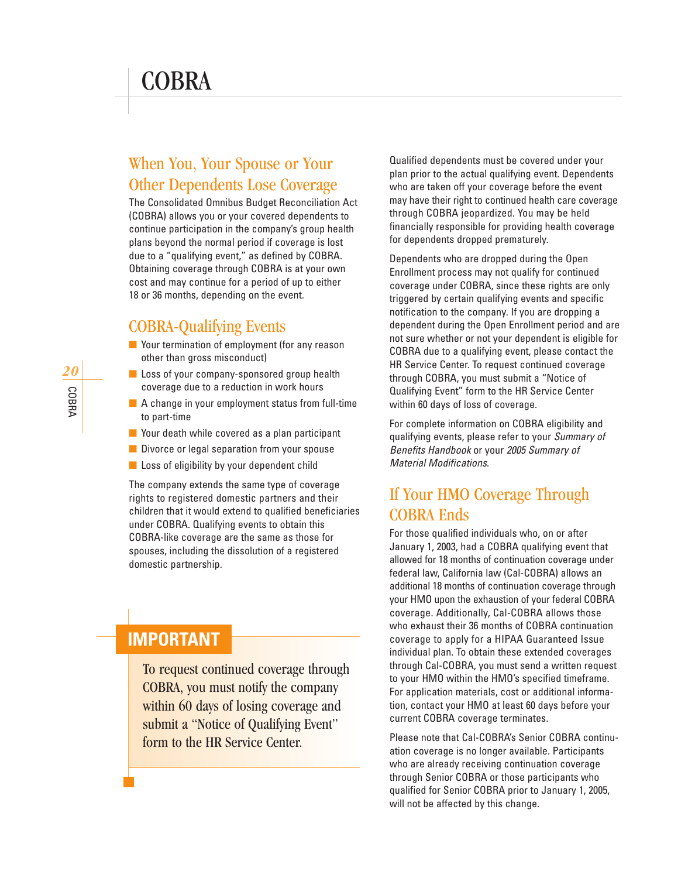# COBRA

## When You, Your Spouse or Your Other Dependents Lose Coverage

The Consolidated Omnibus Budget Reconciliation Act (COBRA) allows you or your covered dependents to continue participation in the company's group health plans beyond the normal period if coverage is lost due to a "qualifying event," as defined by COBRA. Obtaining coverage through COBRA is at your own cost and may continue for a period of up to either 18 or 36 months, depending on the event.

## COBRA-Qualifying Events

- Your termination of employment (for any reason other than gross misconduct)
- Loss of your company-sponsored group health coverage due to a reduction in work hours
- A change in your employment status from full-time to part-time
- Your death while covered as a plan participant
- Divorce or legal separation from your spouse
- Loss of eligibility by your dependent child

The company extends the same type of coverage rights to registered domestic partners and their children that it would extend to qualified beneficiaries under COBRA. Qualifying events to obtain this COBRA-like coverage are the same as those for spouses, including the dissolution of a registered domestic partnership.

### IMPORTANT

To request continued coverage through COBRA, you must notify the company within 60 days of losing coverage and submit a "Notice of Qualifying Event" form to the HR Service Center.

Qualified dependents must be covered under your plan prior to the actual qualifying event. Dependents who are taken off your coverage before the event may have their right to continued health care coverage through COBRA jeopardized. You may be held financially responsible for providing health coverage for dependents dropped prematurely.

Dependents who are dropped during the Open Enrollment process may not qualify for continued coverage under COBRA, since these rights are only triggered by certain qualifying events and specific notification to the company. If you are dropping a dependent during the Open Enrollment period and are not sure whether or not your dependent is eligible for COBRA due to a qualifying event, please contact the HR Service Center. To request continued coverage through COBRA, you must submit a "Notice of Qualifying Event" form to the HR Service Center within 60 days of loss of coverage.

For complete information on COBRA eligibility and qualifying events, please refer to your *Summary of Benefits Handbook* or your *2005 Summary of Material Modifications*.

## If Your HMO Coverage Through COBRA Ends

For those qualified individuals who, on or after January 1, 2003, had a COBRA qualifying event that allowed for 18 months of continuation coverage under federal law, California law (Cal-COBRA) allows an additional 18 months of continuation coverage through your HMO upon the exhaustion of your federal COBRA coverage. Additionally, Cal-COBRA allows those who exhaust their 36 months of COBRA continuation coverage to apply for a HIPAA Guaranteed Issue individual plan. To obtain these extended coverages through Cal-COBRA, you must send a written request to your HMO within the HMO's specified timeframe. For application materials, cost or additional information, contact your HMO at least 60 days before your current COBRA coverage terminates.

Please note that Cal-COBRA's Senior COBRA continuation coverage is no longer available. Participants who are already receiving continuation coverage through Senior COBRA or those participants who qualified for Senior COBRA prior to January 1, 2005, will not be affected by this change.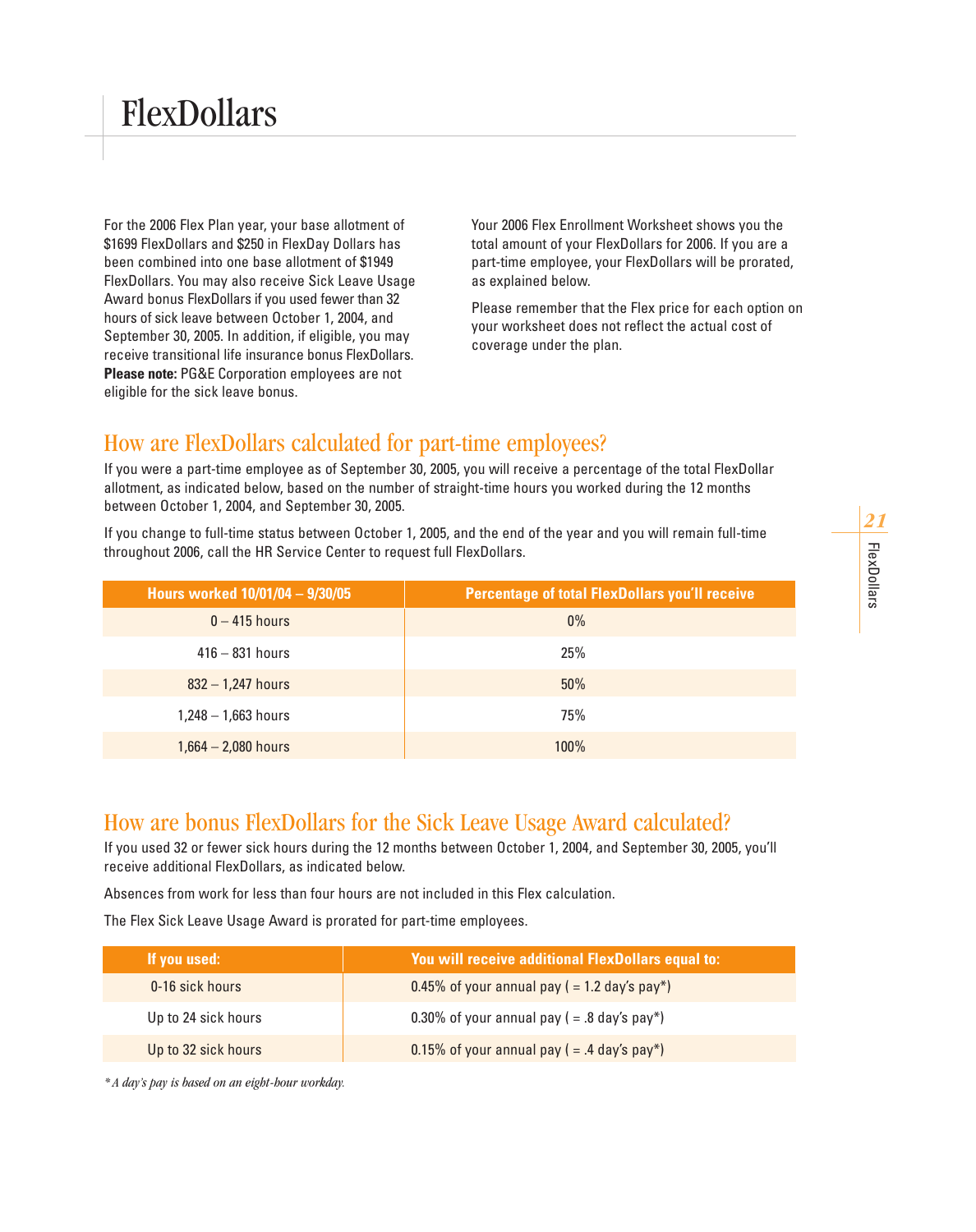# FlexDollars

For the 2006 Flex Plan year, your base allotment of $1699 FlexDollars and $250 in FlexDay Dollars has been combined into one base allotment of $1949 FlexDollars. You may also receive Sick Leave Usage Award bonus FlexDollars if you used fewer than 32 hours of sick leave between October 1, 2004, and September 30, 2005. In addition, if eligible, you may receive transitional life insurance bonus FlexDollars. **Please note:** PG&E Corporation employees are not eligible for the sick leave bonus.

Your 2006 Flex Enrollment Worksheet shows you the total amount of your FlexDollars for 2006. If you are a part-time employee, your FlexDollars will be prorated, as explained below.

Please remember that the Flex price for each option on your worksheet does not reflect the actual cost of coverage under the plan.

## How are FlexDollars calculated for part-time employees?

If you were a part-time employee as of September 30, 2005, you will receive a percentage of the total FlexDollar allotment, as indicated below, based on the number of straight-time hours you worked during the 12 months between October 1, 2004, and September 30, 2005.

If you change to full-time status between October 1, 2005, and the end of the year and you will remain full-time throughout 2006, call the HR Service Center to request full FlexDollars.

| Hours worked 10/01/04 – 9/30/05 | Percentage of total FlexDollars you'll receive |
|---|---|
| 0 – 415 hours | 0% |
| 416 – 831 hours | 25% |
| 832 – 1,247 hours | 50% |
| 1,248 – 1,663 hours | 75% |
| 1,664 – 2,080 hours | 100% |

## How are bonus FlexDollars for the Sick Leave Usage Award calculated?

If you used 32 or fewer sick hours during the 12 months between October 1, 2004, and September 30, 2005, you'll receive additional FlexDollars, as indicated below.

Absences from work for less than four hours are not included in this Flex calculation.

The Flex Sick Leave Usage Award is prorated for part-time employees.

| If you used: | You will receive additional FlexDollars equal to: |
|---|---|
| 0-16 sick hours | 0.45% of your annual pay ( = 1.2 day's pay*) |
| Up to 24 sick hours | 0.30% of your annual pay ( = .8 day's pay*) |
| Up to 32 sick hours | 0.15% of your annual pay ( = .4 day's pay*) |

*\*A day's pay is based on an eight-hour workday.*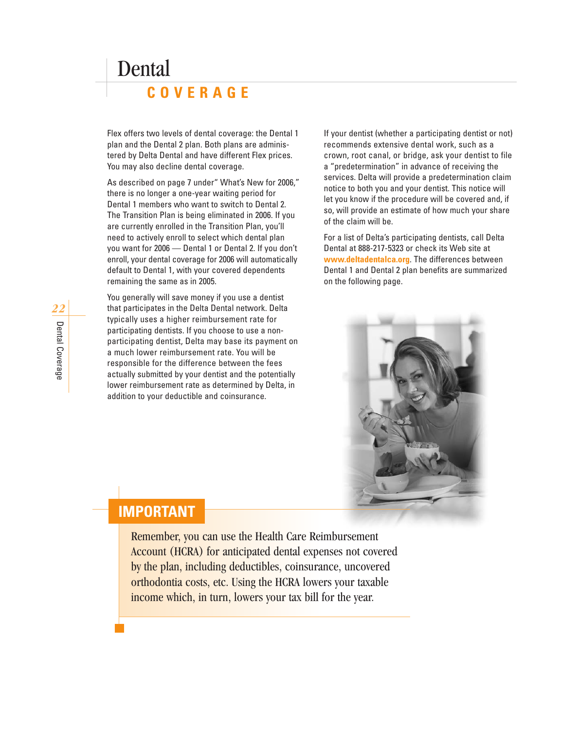# Dental COVERAGE

Flex offers two levels of dental coverage: the Dental 1 plan and the Dental 2 plan. Both plans are administered by Delta Dental and have different Flex prices. You may also decline dental coverage.

As described on page 7 under" What's New for 2006," there is no longer a one-year waiting period for Dental 1 members who want to switch to Dental 2. The Transition Plan is being eliminated in 2006. If you are currently enrolled in the Transition Plan, you'll need to actively enroll to select which dental plan you want for 2006 — Dental 1 or Dental 2. If you don't enroll, your dental coverage for 2006 will automatically default to Dental 1, with your covered dependents remaining the same as in 2005.

You generally will save money if you use a dentist that participates in the Delta Dental network. Delta typically uses a higher reimbursement rate for participating dentists. If you choose to use a non-participating dentist, Delta may base its payment on a much lower reimbursement rate. You will be responsible for the difference between the fees actually submitted by your dentist and the potentially lower reimbursement rate as determined by Delta, in addition to your deductible and coinsurance.

If your dentist (whether a participating dentist or not) recommends extensive dental work, such as a crown, root canal, or bridge, ask your dentist to file a "predetermination" in advance of receiving the services. Delta will provide a predetermination claim notice to both you and your dentist. This notice will let you know if the procedure will be covered and, if so, will provide an estimate of how much your share of the claim will be.

For a list of Delta's participating dentists, call Delta Dental at 888-217-5323 or check its Web site at **www.deltadentalca.org**. The differences between Dental 1 and Dental 2 plan benefits are summarized on the following page.

## IMPORTANT

Remember, you can use the Health Care Reimbursement Account (HCRA) for anticipated dental expenses not covered by the plan, including deductibles, coinsurance, uncovered orthodontia costs, etc. Using the HCRA lowers your taxable income which, in turn, lowers your tax bill for the year.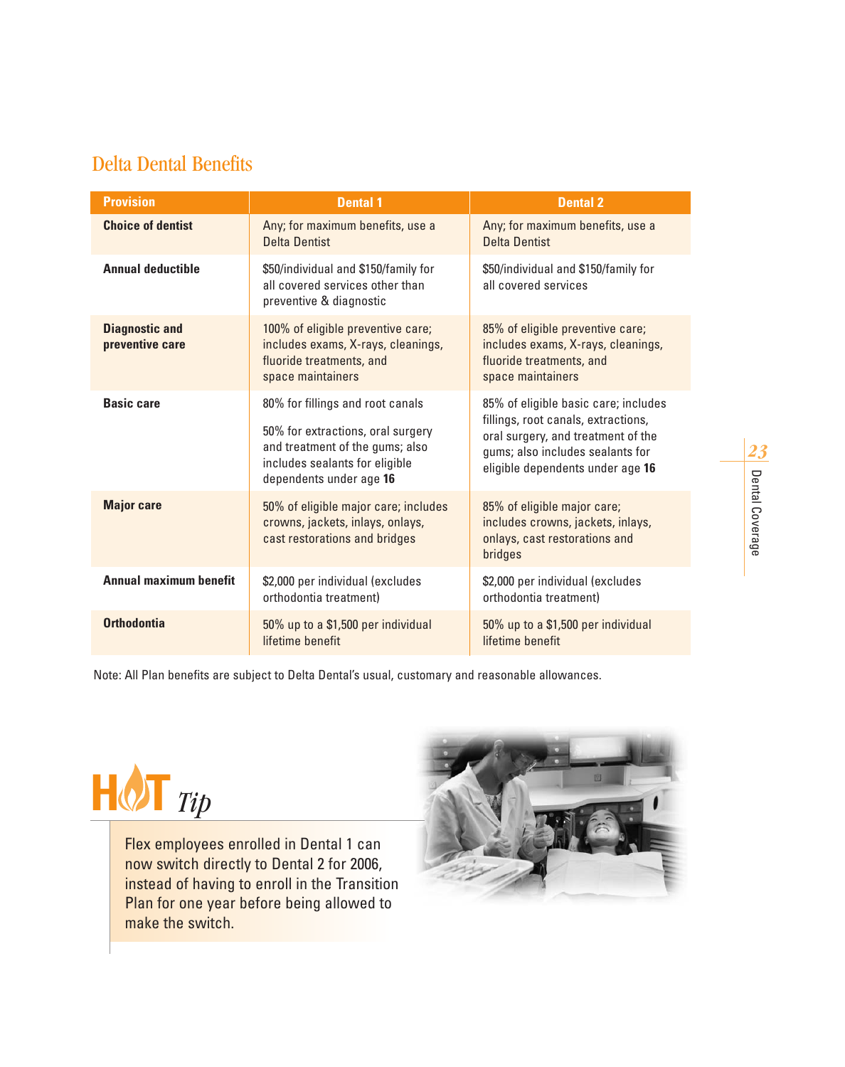## Delta Dental Benefits

| Provision | Dental 1 | Dental 2 |
|---|---|---|
| **Choice of dentist** | Any; for maximum benefits, use a Delta Dentist | Any; for maximum benefits, use a Delta Dentist |
| **Annual deductible** | $50/individual and $150/family for all covered services other than preventive & diagnostic | $50/individual and $150/family for all covered services |
| **Diagnostic and preventive care** | 100% of eligible preventive care; includes exams, X-rays, cleanings, fluoride treatments, and space maintainers | 85% of eligible preventive care; includes exams, X-rays, cleanings, fluoride treatments, and space maintainers |
| **Basic care** | 80% for fillings and root canals<br><br>50% for extractions, oral surgery and treatment of the gums; also includes sealants for eligible dependents under age **16** | 85% of eligible basic care; includes fillings, root canals, extractions, oral surgery, and treatment of the gums; also includes sealants for eligible dependents under age **16** |
| **Major care** | 50% of eligible major care; includes crowns, jackets, inlays, onlays, cast restorations and bridges | 85% of eligible major care; includes crowns, jackets, inlays, onlays, cast restorations and bridges |
| **Annual maximum benefit** | $2,000 per individual (excludes orthodontia treatment) | $2,000 per individual (excludes orthodontia treatment) |
| **Orthodontia** | 50% up to a $1,500 per individual lifetime benefit | 50% up to a $1,500 per individual lifetime benefit |

Note: All Plan benefits are subject to Delta Dental's usual, customary and reasonable allowances.

### HOT *Tip*

Flex employees enrolled in Dental 1 can now switch directly to Dental 2 for 2006, instead of having to enroll in the Transition Plan for one year before being allowed to make the switch.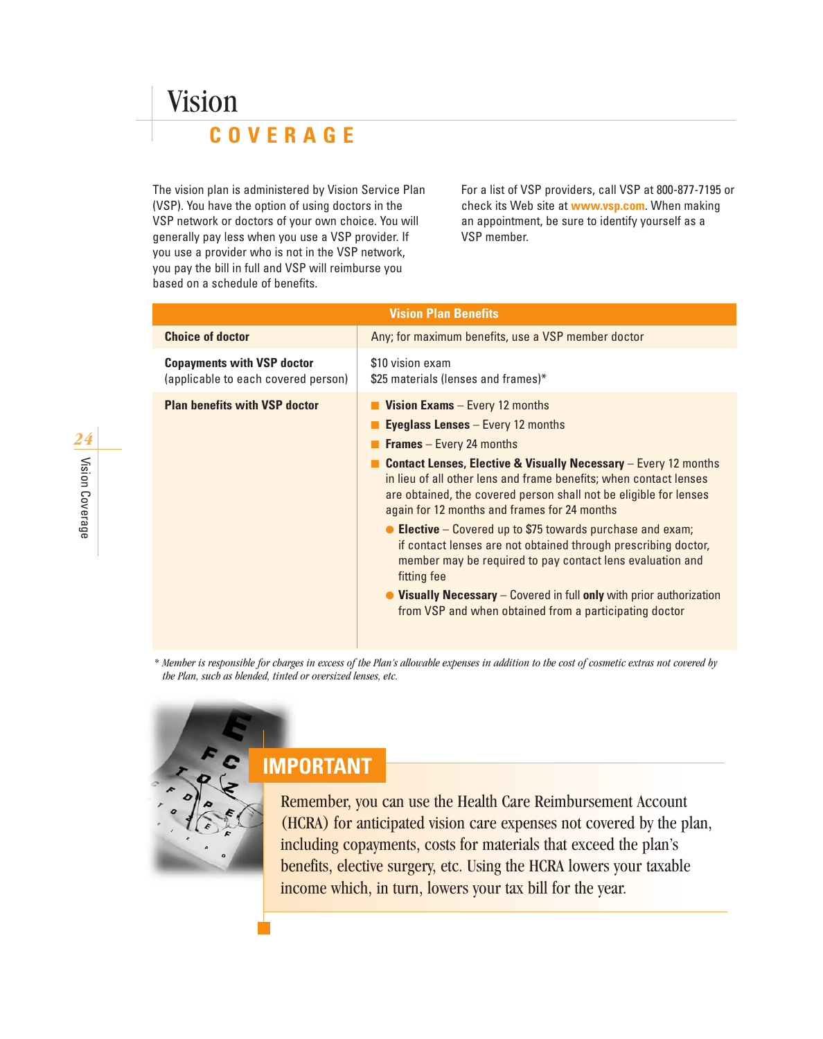# Vision

## COVERAGE

The vision plan is administered by Vision Service Plan (VSP). You have the option of using doctors in the VSP network or doctors of your own choice. You will generally pay less when you use a VSP provider. If you use a provider who is not in the VSP network, you pay the bill in full and VSP will reimburse you based on a schedule of benefits.

For a list of VSP providers, call VSP at 800-877-7195 or check its Web site at **www.vsp.com**. When making an appointment, be sure to identify yourself as a VSP member.

| Vision Plan Benefits | |
|---|---|
| **Choice of doctor** | Any; for maximum benefits, use a VSP member doctor |
| **Copayments with VSP doctor** (applicable to each covered person) | $10 vision exam<br>$25 materials (lenses and frames)* |
| **Plan benefits with VSP doctor** | ■ **Vision Exams** – Every 12 months<br>■ **Eyeglass Lenses** – Every 12 months<br>■ **Frames** – Every 24 months<br>■ **Contact Lenses, Elective & Visually Necessary** – Every 12 months in lieu of all other lens and frame benefits; when contact lenses are obtained, the covered person shall not be eligible for lenses again for 12 months and frames for 24 months<br>● **Elective** – Covered up to $75 towards purchase and exam; if contact lenses are not obtained through prescribing doctor, member may be required to pay contact lens evaluation and fitting fee<br>● **Visually Necessary** – Covered in full **only** with prior authorization from VSP and when obtained from a participating doctor |

*\* Member is responsible for charges in excess of the Plan's allowable expenses in addition to the cost of cosmetic extras not covered by the Plan, such as blended, tinted or oversized lenses, etc.*

## IMPORTANT

Remember, you can use the Health Care Reimbursement Account (HCRA) for anticipated vision care expenses not covered by the plan, including copayments, costs for materials that exceed the plan's benefits, elective surgery, etc. Using the HCRA lowers your taxable income which, in turn, lowers your tax bill for the year.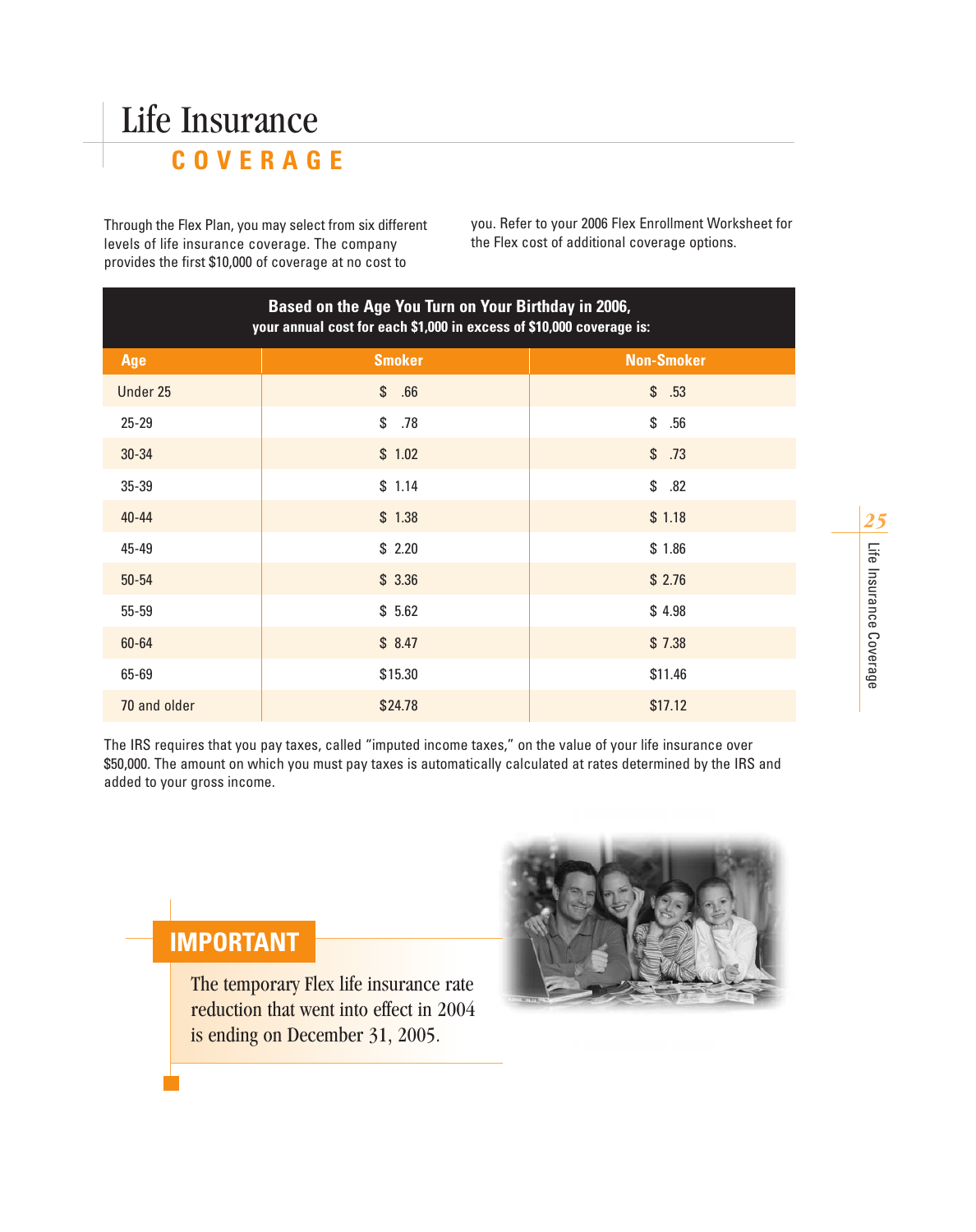# Life Insurance

## COVERAGE

Through the Flex Plan, you may select from six different levels of life insurance coverage. The company provides the first $10,000 of coverage at no cost to you. Refer to your 2006 Flex Enrollment Worksheet for the Flex cost of additional coverage options.

| **Based on the Age You Turn on Your Birthday in 2006, your annual cost for each $1,000 in excess of $10,000 coverage is:** | | |
|---|---|---|
| **Age** | **Smoker** | **Non-Smoker** |
| Under 25 | $ .66 | $ .53 |
| 25-29 | $ .78 | $ .56 |
| 30-34 | $ 1.02 | $ .73 |
| 35-39 | $ 1.14 | $ .82 |
| 40-44 | $ 1.38 | $ 1.18 |
| 45-49 | $ 2.20 | $ 1.86 |
| 50-54 | $ 3.36 | $ 2.76 |
| 55-59 | $ 5.62 | $ 4.98 |
| 60-64 | $ 8.47 | $ 7.38 |
| 65-69 | $15.30 | $11.46 |
| 70 and older | $24.78 | $17.12 |

The IRS requires that you pay taxes, called "imputed income taxes," on the value of your life insurance over $50,000. The amount on which you must pay taxes is automatically calculated at rates determined by the IRS and added to your gross income.

## IMPORTANT

The temporary Flex life insurance rate reduction that went into effect in 2004 is ending on December 31, 2005.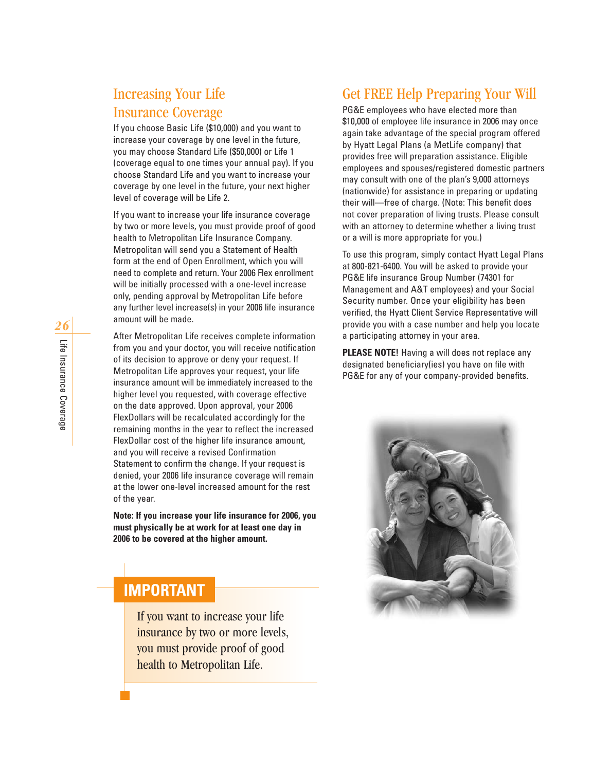## Increasing Your Life Insurance Coverage

If you choose Basic Life ($10,000) and you want to increase your coverage by one level in the future, you may choose Standard Life ($50,000) or Life 1 (coverage equal to one times your annual pay). If you choose Standard Life and you want to increase your coverage by one level in the future, your next higher level of coverage will be Life 2.

If you want to increase your life insurance coverage by two or more levels, you must provide proof of good health to Metropolitan Life Insurance Company. Metropolitan will send you a Statement of Health form at the end of Open Enrollment, which you will need to complete and return. Your 2006 Flex enrollment will be initially processed with a one-level increase only, pending approval by Metropolitan Life before any further level increase(s) in your 2006 life insurance amount will be made.

After Metropolitan Life receives complete information from you and your doctor, you will receive notification of its decision to approve or deny your request. If Metropolitan Life approves your request, your life insurance amount will be immediately increased to the higher level you requested, with coverage effective on the date approved. Upon approval, your 2006 FlexDollars will be recalculated accordingly for the remaining months in the year to reflect the increased FlexDollar cost of the higher life insurance amount, and you will receive a revised Confirmation Statement to confirm the change. If your request is denied, your 2006 life insurance coverage will remain at the lower one-level increased amount for the rest of the year.

**Note: If you increase your life insurance for 2006, you must physically be at work for at least one day in 2006 to be covered at the higher amount.**

**IMPORTANT**

If you want to increase your life insurance by two or more levels, you must provide proof of good health to Metropolitan Life.

## Get FREE Help Preparing Your Will

PG&E employees who have elected more than $10,000 of employee life insurance in 2006 may once again take advantage of the special program offered by Hyatt Legal Plans (a MetLife company) that provides free will preparation assistance. Eligible employees and spouses/registered domestic partners may consult with one of the plan's 9,000 attorneys (nationwide) for assistance in preparing or updating their will—free of charge. (Note: This benefit does not cover preparation of living trusts. Please consult with an attorney to determine whether a living trust or a will is more appropriate for you.)

To use this program, simply contact Hyatt Legal Plans at 800-821-6400. You will be asked to provide your PG&E life insurance Group Number (74301 for Management and A&T employees) and your Social Security number. Once your eligibility has been verified, the Hyatt Client Service Representative will provide you with a case number and help you locate a participating attorney in your area.

**PLEASE NOTE!** Having a will does not replace any designated beneficiary(ies) you have on file with PG&E for any of your company-provided benefits.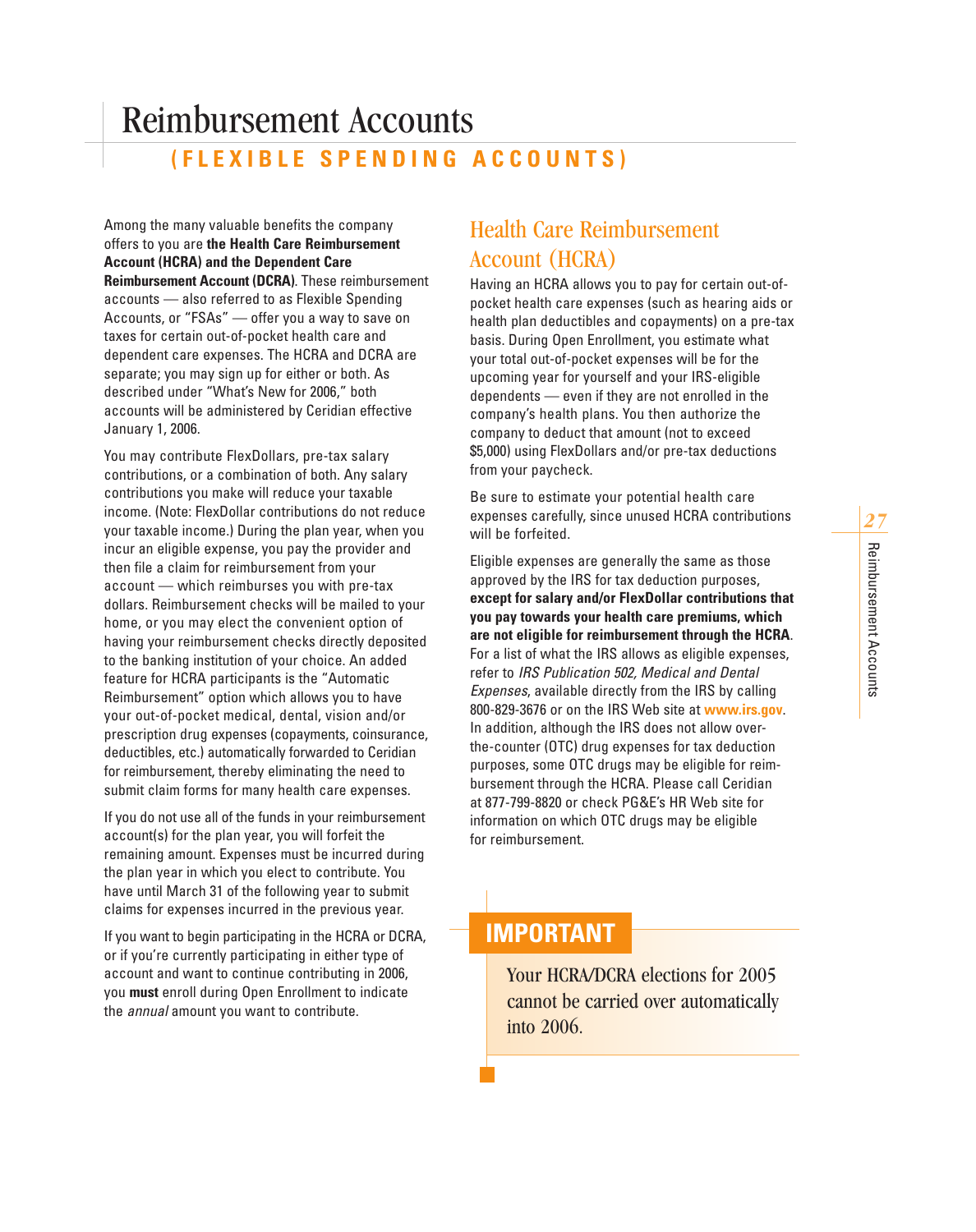# Reimbursement Accounts

## (FLEXIBLE SPENDING ACCOUNTS)

Among the many valuable benefits the company offers to you are **the Health Care Reimbursement Account (HCRA) and the Dependent Care Reimbursement Account (DCRA)**. These reimbursement accounts — also referred to as Flexible Spending Accounts, or "FSAs" — offer you a way to save on taxes for certain out-of-pocket health care and dependent care expenses. The HCRA and DCRA are separate; you may sign up for either or both. As described under "What's New for 2006," both accounts will be administered by Ceridian effective January 1, 2006.

You may contribute FlexDollars, pre-tax salary contributions, or a combination of both. Any salary contributions you make will reduce your taxable income. (Note: FlexDollar contributions do not reduce your taxable income.) During the plan year, when you incur an eligible expense, you pay the provider and then file a claim for reimbursement from your account — which reimburses you with pre-tax dollars. Reimbursement checks will be mailed to your home, or you may elect the convenient option of having your reimbursement checks directly deposited to the banking institution of your choice. An added feature for HCRA participants is the "Automatic Reimbursement" option which allows you to have your out-of-pocket medical, dental, vision and/or prescription drug expenses (copayments, coinsurance, deductibles, etc.) automatically forwarded to Ceridian for reimbursement, thereby eliminating the need to submit claim forms for many health care expenses.

If you do not use all of the funds in your reimbursement account(s) for the plan year, you will forfeit the remaining amount. Expenses must be incurred during the plan year in which you elect to contribute. You have until March 31 of the following year to submit claims for expenses incurred in the previous year.

If you want to begin participating in the HCRA or DCRA, or if you're currently participating in either type of account and want to continue contributing in 2006, you **must** enroll during Open Enrollment to indicate the *annual* amount you want to contribute.

## Health Care Reimbursement Account (HCRA)

Having an HCRA allows you to pay for certain out-of-pocket health care expenses (such as hearing aids or health plan deductibles and copayments) on a pre-tax basis. During Open Enrollment, you estimate what your total out-of-pocket expenses will be for the upcoming year for yourself and your IRS-eligible dependents — even if they are not enrolled in the company's health plans. You then authorize the company to deduct that amount (not to exceed $5,000) using FlexDollars and/or pre-tax deductions from your paycheck.

Be sure to estimate your potential health care expenses carefully, since unused HCRA contributions will be forfeited.

Eligible expenses are generally the same as those approved by the IRS for tax deduction purposes, **except for salary and/or FlexDollar contributions that you pay towards your health care premiums, which are not eligible for reimbursement through the HCRA**. For a list of what the IRS allows as eligible expenses, refer to *IRS Publication 502, Medical and Dental Expenses*, available directly from the IRS by calling 800-829-3676 or on the IRS Web site at **www.irs.gov**. In addition, although the IRS does not allow over-the-counter (OTC) drug expenses for tax deduction purposes, some OTC drugs may be eligible for reimbursement through the HCRA. Please call Ceridian at 877-799-8820 or check PG&E's HR Web site for information on which OTC drugs may be eligible for reimbursement.

**IMPORTANT**

Your HCRA/DCRA elections for 2005 cannot be carried over automatically into 2006.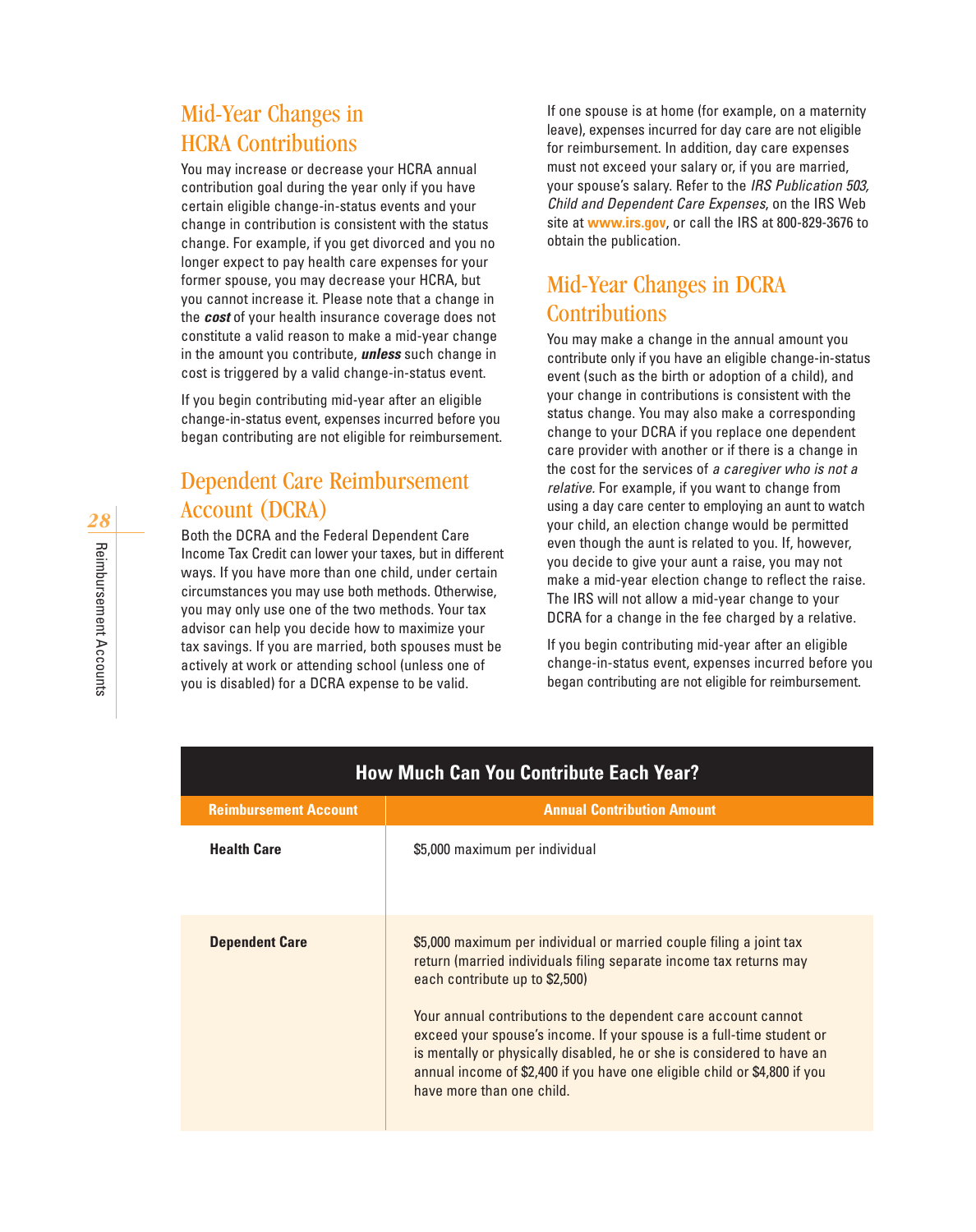## Mid-Year Changes in HCRA Contributions

You may increase or decrease your HCRA annual contribution goal during the year only if you have certain eligible change-in-status events and your change in contribution is consistent with the status change. For example, if you get divorced and you no longer expect to pay health care expenses for your former spouse, you may decrease your HCRA, but you cannot increase it. Please note that a change in the ***cost*** of your health insurance coverage does not constitute a valid reason to make a mid-year change in the amount you contribute, ***unless*** such change in cost is triggered by a valid change-in-status event.

If you begin contributing mid-year after an eligible change-in-status event, expenses incurred before you began contributing are not eligible for reimbursement.

## Dependent Care Reimbursement Account (DCRA)

Both the DCRA and the Federal Dependent Care Income Tax Credit can lower your taxes, but in different ways. If you have more than one child, under certain circumstances you may use both methods. Otherwise, you may only use one of the two methods. Your tax advisor can help you decide how to maximize your tax savings. If you are married, both spouses must be actively at work or attending school (unless one of you is disabled) for a DCRA expense to be valid.

If one spouse is at home (for example, on a maternity leave), expenses incurred for day care are not eligible for reimbursement. In addition, day care expenses must not exceed your salary or, if you are married, your spouse's salary. Refer to the *IRS Publication 503, Child and Dependent Care Expenses*, on the IRS Web site at **www.irs.gov**, or call the IRS at 800-829-3676 to obtain the publication.

## Mid-Year Changes in DCRA Contributions

You may make a change in the annual amount you contribute only if you have an eligible change-in-status event (such as the birth or adoption of a child), and your change in contributions is consistent with the status change. You may also make a corresponding change to your DCRA if you replace one dependent care provider with another or if there is a change in the cost for the services of *a caregiver who is not a relative.* For example, if you want to change from using a day care center to employing an aunt to watch your child, an election change would be permitted even though the aunt is related to you. If, however, you decide to give your aunt a raise, you may not make a mid-year election change to reflect the raise. The IRS will not allow a mid-year change to your DCRA for a change in the fee charged by a relative.

If you begin contributing mid-year after an eligible change-in-status event, expenses incurred before you began contributing are not eligible for reimbursement.

**How Much Can You Contribute Each Year?**

| Reimbursement Account | Annual Contribution Amount |
|---|---|
| **Health Care** | $5,000 maximum per individual |
| **Dependent Care** | $5,000 maximum per individual or married couple filing a joint tax return (married individuals filing separate income tax returns may each contribute up to $2,500)<br><br>Your annual contributions to the dependent care account cannot exceed your spouse's income. If your spouse is a full-time student or is mentally or physically disabled, he or she is considered to have an annual income of $2,400 if you have one eligible child or $4,800 if you have more than one child. |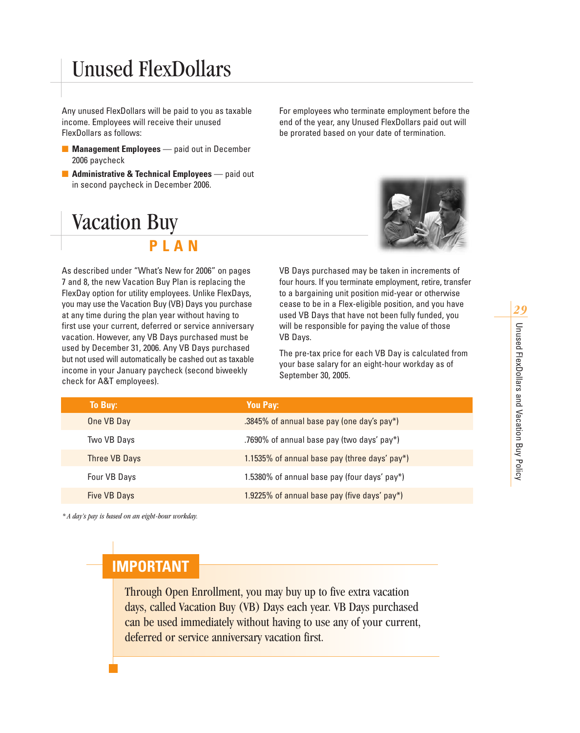# Unused FlexDollars

Any unused FlexDollars will be paid to you as taxable income. Employees will receive their unused FlexDollars as follows:

- **Management Employees** — paid out in December 2006 paycheck
- **Administrative & Technical Employees** — paid out in second paycheck in December 2006.

For employees who terminate employment before the end of the year, any Unused FlexDollars paid out will be prorated based on your date of termination.

# Vacation Buy PLAN

As described under "What's New for 2006" on pages 7 and 8, the new Vacation Buy Plan is replacing the FlexDay option for utility employees. Unlike FlexDays, you may use the Vacation Buy (VB) Days you purchase at any time during the plan year without having to first use your current, deferred or service anniversary vacation. However, any VB Days purchased must be used by December 31, 2006. Any VB Days purchased but not used will automatically be cashed out as taxable income in your January paycheck (second biweekly check for A&T employees).

VB Days purchased may be taken in increments of four hours. If you terminate employment, retire, transfer to a bargaining unit position mid-year or otherwise cease to be in a Flex-eligible position, and you have used VB Days that have not been fully funded, you will be responsible for paying the value of those VB Days.

The pre-tax price for each VB Day is calculated from your base salary for an eight-hour workday as of September 30, 2005.

| To Buy: | You Pay: |
|---|---|
| One VB Day | .3845% of annual base pay (one day's pay*) |
| Two VB Days | .7690% of annual base pay (two days' pay*) |
| Three VB Days | 1.1535% of annual base pay (three days' pay*) |
| Four VB Days | 1.5380% of annual base pay (four days' pay*) |
| Five VB Days | 1.9225% of annual base pay (five days' pay*) |

*\* A day's pay is based on an eight-hour workday.*

## IMPORTANT

Through Open Enrollment, you may buy up to five extra vacation days, called Vacation Buy (VB) Days each year. VB Days purchased can be used immediately without having to use any of your current, deferred or service anniversary vacation first.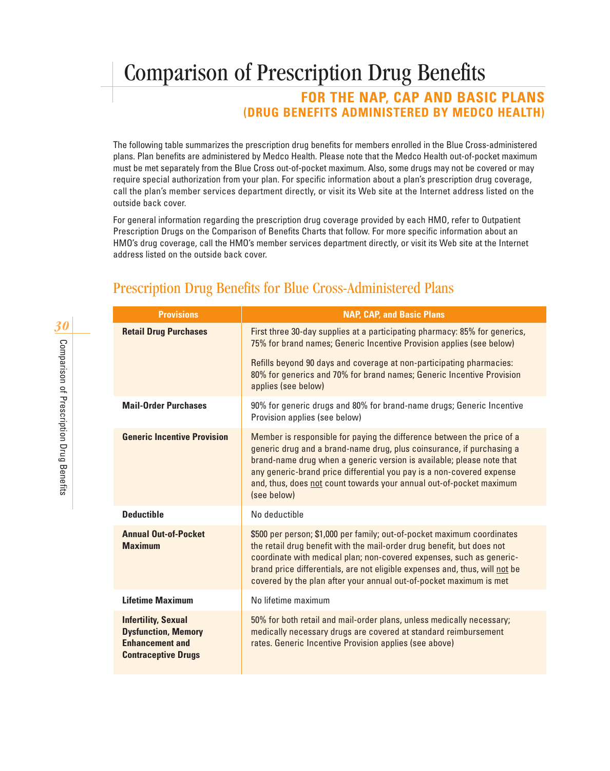# Comparison of Prescription Drug Benefits

## FOR THE NAP, CAP AND BASIC PLANS
### (DRUG BENEFITS ADMINISTERED BY MEDCO HEALTH)

The following table summarizes the prescription drug benefits for members enrolled in the Blue Cross-administered plans. Plan benefits are administered by Medco Health. Please note that the Medco Health out-of-pocket maximum must be met separately from the Blue Cross out-of-pocket maximum. Also, some drugs may not be covered or may require special authorization from your plan. For specific information about a plan's prescription drug coverage, call the plan's member services department directly, or visit its Web site at the Internet address listed on the outside back cover.

For general information regarding the prescription drug coverage provided by each HMO, refer to Outpatient Prescription Drugs on the Comparison of Benefits Charts that follow. For more specific information about an HMO's drug coverage, call the HMO's member services department directly, or visit its Web site at the Internet address listed on the outside back cover.

## Prescription Drug Benefits for Blue Cross-Administered Plans

| Provisions | NAP, CAP, and Basic Plans |
|---|---|
| **Retail Drug Purchases** | First three 30-day supplies at a participating pharmacy: 85% for generics, 75% for brand names; Generic Incentive Provision applies (see below)<br><br>Refills beyond 90 days and coverage at non-participating pharmacies: 80% for generics and 70% for brand names; Generic Incentive Provision applies (see below) |
| **Mail-Order Purchases** | 90% for generic drugs and 80% for brand-name drugs; Generic Incentive Provision applies (see below) |
| **Generic Incentive Provision** | Member is responsible for paying the difference between the price of a generic drug and a brand-name drug, plus coinsurance, if purchasing a brand-name drug when a generic version is available; please note that any generic-brand price differential you pay is a non-covered expense and, thus, does not count towards your annual out-of-pocket maximum (see below) |
| **Deductible** | No deductible |
| **Annual Out-of-Pocket Maximum** | $500 per person; $1,000 per family; out-of-pocket maximum coordinates the retail drug benefit with the mail-order drug benefit, but does not coordinate with medical plan; non-covered expenses, such as generic-brand price differentials, are not eligible expenses and, thus, will not be covered by the plan after your annual out-of-pocket maximum is met |
| **Lifetime Maximum** | No lifetime maximum |
| **Infertility, Sexual Dysfunction, Memory Enhancement and Contraceptive Drugs** | 50% for both retail and mail-order plans, unless medically necessary; medically necessary drugs are covered at standard reimbursement rates. Generic Incentive Provision applies (see above) |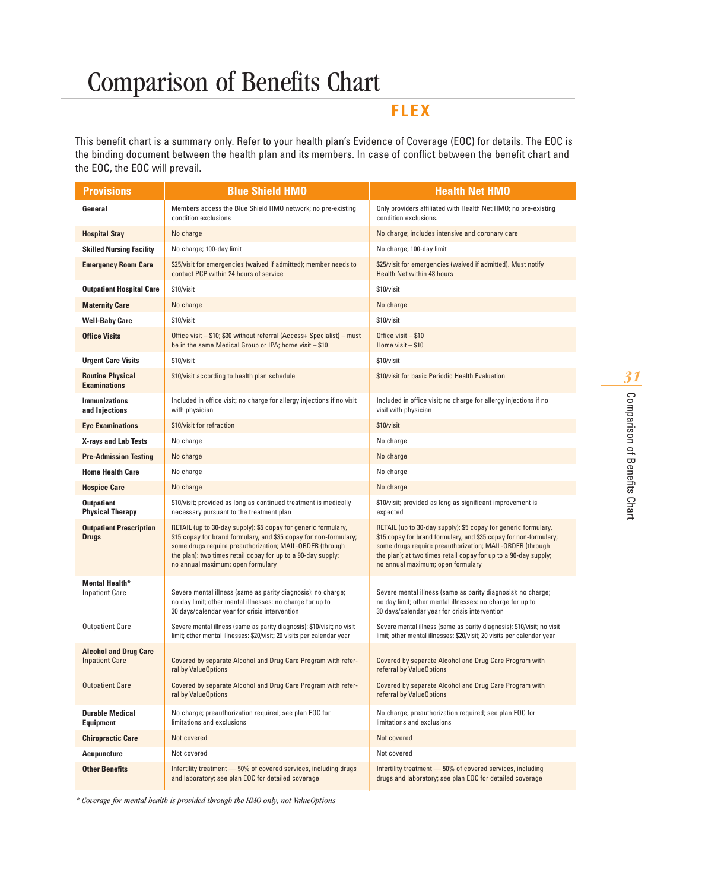# Comparison of Benefits Chart

## FLEX

This benefit chart is a summary only. Refer to your health plan's Evidence of Coverage (EOC) for details. The EOC is the binding document between the health plan and its members. In case of conflict between the benefit chart and the EOC, the EOC will prevail.

| Provisions | Blue Shield HMO | Health Net HMO |
|---|---|---|
| **General** | Members access the Blue Shield HMO network; no pre-existing condition exclusions | Only providers affiliated with Health Net HMO; no pre-existing condition exclusions. |
| **Hospital Stay** | No charge | No charge; includes intensive and coronary care |
| **Skilled Nursing Facility** | No charge; 100-day limit | No charge; 100-day limit |
| **Emergency Room Care** | $25/visit for emergencies (waived if admitted); member needs to contact PCP within 24 hours of service | $25/visit for emergencies (waived if admitted). Must notify Health Net within 48 hours |
| **Outpatient Hospital Care** | $10/visit | $10/visit |
| **Maternity Care** | No charge | No charge |
| **Well-Baby Care** | $10/visit | $10/visit |
| **Office Visits** | Office visit – $10; $30 without referral (Access+ Specialist) – must be in the same Medical Group or IPA; home visit – $10 | Office visit – $10<br>Home visit – $10 |
| **Urgent Care Visits** | $10/visit | $10/visit |
| **Routine Physical Examinations** | $10/visit according to health plan schedule | $10/visit for basic Periodic Health Evaluation |
| **Immunizations and Injections** | Included in office visit; no charge for allergy injections if no visit with physician | Included in office visit; no charge for allergy injections if no visit with physician |
| **Eye Examinations** | $10/visit for refraction | $10/visit |
| **X-rays and Lab Tests** | No charge | No charge |
| **Pre-Admission Testing** | No charge | No charge |
| **Home Health Care** | No charge | No charge |
| **Hospice Care** | No charge | No charge |
| **Outpatient Physical Therapy** | $10/visit; provided as long as continued treatment is medically necessary pursuant to the treatment plan | $10/visit; provided as long as significant improvement is expected |
| **Outpatient Prescription Drugs** | RETAIL (up to 30-day supply): $5 copay for generic formulary, $15 copay for brand formulary, and $35 copay for non-formulary; some drugs require preauthorization; MAIL-ORDER (through the plan): two times retail copay for up to a 90-day supply; no annual maximum; open formulary | RETAIL (up to 30-day supply): $5 copay for generic formulary, $15 copay for brand formulary, and $35 copay for non-formulary; some drugs require preauthorization; MAIL-ORDER (through the plan); at two times retail copay for up to a 90-day supply; no annual maximum; open formulary |
| **Mental Health*** | | |
| Inpatient Care | Severe mental illness (same as parity diagnosis): no charge; no day limit; other mental illnesses: no charge for up to 30 days/calendar year for crisis intervention | Severe mental illness (same as parity diagnosis): no charge; no day limit; other mental illnesses: no charge for up to 30 days/calendar year for crisis intervention |
| Outpatient Care | Severe mental illness (same as parity diagnosis): $10/visit; no visit limit; other mental illnesses: $20/visit; 20 visits per calendar year | Severe mental illness (same as parity diagnosis): $10/visit; no visit limit; other mental illnesses: $20/visit; 20 visits per calendar year |
| **Alcohol and Drug Care** | | |
| Inpatient Care | Covered by separate Alcohol and Drug Care Program with referral by ValueOptions | Covered by separate Alcohol and Drug Care Program with referral by ValueOptions |
| Outpatient Care | Covered by separate Alcohol and Drug Care Program with referral by ValueOptions | Covered by separate Alcohol and Drug Care Program with referral by ValueOptions |
| **Durable Medical Equipment** | No charge; preauthorization required; see plan EOC for limitations and exclusions | No charge; preauthorization required; see plan EOC for limitations and exclusions |
| **Chiropractic Care** | Not covered | Not covered |
| **Acupuncture** | Not covered | Not covered |
| **Other Benefits** | Infertility treatment — 50% of covered services, including drugs and laboratory; see plan EOC for detailed coverage | Infertility treatment — 50% of covered services, including drugs and laboratory; see plan EOC for detailed coverage |

*\* Coverage for mental health is provided through the HMO only, not ValueOptions*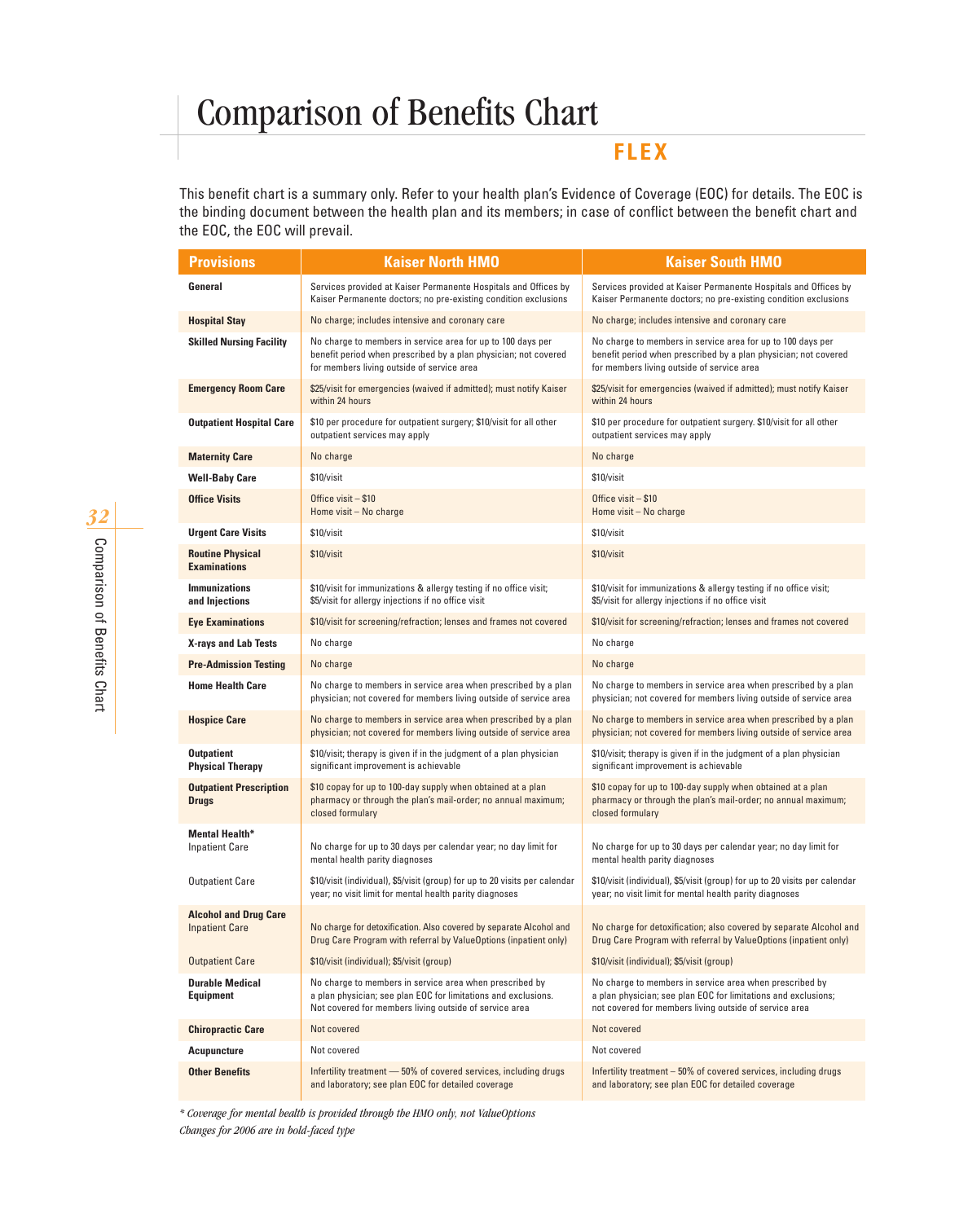# Comparison of Benefits Chart

## FLEX

This benefit chart is a summary only. Refer to your health plan's Evidence of Coverage (EOC) for details. The EOC is the binding document between the health plan and its members; in case of conflict between the benefit chart and the EOC, the EOC will prevail.

| Provisions | Kaiser North HMO | Kaiser South HMO |
|---|---|---|
| **General** | Services provided at Kaiser Permanente Hospitals and Offices by Kaiser Permanente doctors; no pre-existing condition exclusions | Services provided at Kaiser Permanente Hospitals and Offices by Kaiser Permanente doctors; no pre-existing condition exclusions |
| **Hospital Stay** | No charge; includes intensive and coronary care | No charge; includes intensive and coronary care |
| **Skilled Nursing Facility** | No charge to members in service area for up to 100 days per benefit period when prescribed by a plan physician; not covered for members living outside of service area | No charge to members in service area for up to 100 days per benefit period when prescribed by a plan physician; not covered for members living outside of service area |
| **Emergency Room Care** | $25/visit for emergencies (waived if admitted); must notify Kaiser within 24 hours | $25/visit for emergencies (waived if admitted); must notify Kaiser within 24 hours |
| **Outpatient Hospital Care** | $10 per procedure for outpatient surgery; $10/visit for all other outpatient services may apply | $10 per procedure for outpatient surgery. $10/visit for all other outpatient services may apply |
| **Maternity Care** | No charge | No charge |
| **Well-Baby Care** | $10/visit | $10/visit |
| **Office Visits** | Office visit – $10<br>Home visit – No charge | Office visit – $10<br>Home visit – No charge |
| **Urgent Care Visits** | $10/visit | $10/visit |
| **Routine Physical Examinations** | $10/visit | $10/visit |
| **Immunizations and Injections** | $10/visit for immunizations & allergy testing if no office visit; $5/visit for allergy injections if no office visit | $10/visit for immunizations & allergy testing if no office visit; $5/visit for allergy injections if no office visit |
| **Eye Examinations** | $10/visit for screening/refraction; lenses and frames not covered | $10/visit for screening/refraction; lenses and frames not covered |
| **X-rays and Lab Tests** | No charge | No charge |
| **Pre-Admission Testing** | No charge | No charge |
| **Home Health Care** | No charge to members in service area when prescribed by a plan physician; not covered for members living outside of service area | No charge to members in service area when prescribed by a plan physician; not covered for members living outside of service area |
| **Hospice Care** | No charge to members in service area when prescribed by a plan physician; not covered for members living outside of service area | No charge to members in service area when prescribed by a plan physician; not covered for members living outside of service area |
| **Outpatient Physical Therapy** | $10/visit; therapy is given if in the judgment of a plan physician significant improvement is achievable | $10/visit; therapy is given if in the judgment of a plan physician significant improvement is achievable |
| **Outpatient Prescription Drugs** | $10 copay for up to 100-day supply when obtained at a plan pharmacy or through the plan's mail-order; no annual maximum; closed formulary | $10 copay for up to 100-day supply when obtained at a plan pharmacy or through the plan's mail-order; no annual maximum; closed formulary |
| **Mental Health*** | | |
| Inpatient Care | No charge for up to 30 days per calendar year; no day limit for mental health parity diagnoses | No charge for up to 30 days per calendar year; no day limit for mental health parity diagnoses |
| Outpatient Care | $10/visit (individual), $5/visit (group) for up to 20 visits per calendar year; no visit limit for mental health parity diagnoses | $10/visit (individual), $5/visit (group) for up to 20 visits per calendar year; no visit limit for mental health parity diagnoses |
| **Alcohol and Drug Care** | | |
| Inpatient Care | No charge for detoxification. Also covered by separate Alcohol and Drug Care Program with referral by ValueOptions (inpatient only) | No charge for detoxification; also covered by separate Alcohol and Drug Care Program with referral by ValueOptions (inpatient only) |
| Outpatient Care | $10/visit (individual); $5/visit (group) | $10/visit (individual); $5/visit (group) |
| **Durable Medical Equipment** | No charge to members in service area when prescribed by a plan physician; see plan EOC for limitations and exclusions. Not covered for members living outside of service area | No charge to members in service area when prescribed by a plan physician; see plan EOC for limitations and exclusions; not covered for members living outside of service area |
| **Chiropractic Care** | Not covered | Not covered |
| **Acupuncture** | Not covered | Not covered |
| **Other Benefits** | Infertility treatment — 50% of covered services, including drugs and laboratory; see plan EOC for detailed coverage | Infertility treatment – 50% of covered services, including drugs and laboratory; see plan EOC for detailed coverage |

*\* Coverage for mental health is provided through the HMO only, not ValueOptions*

*Changes for 2006 are in bold-faced type*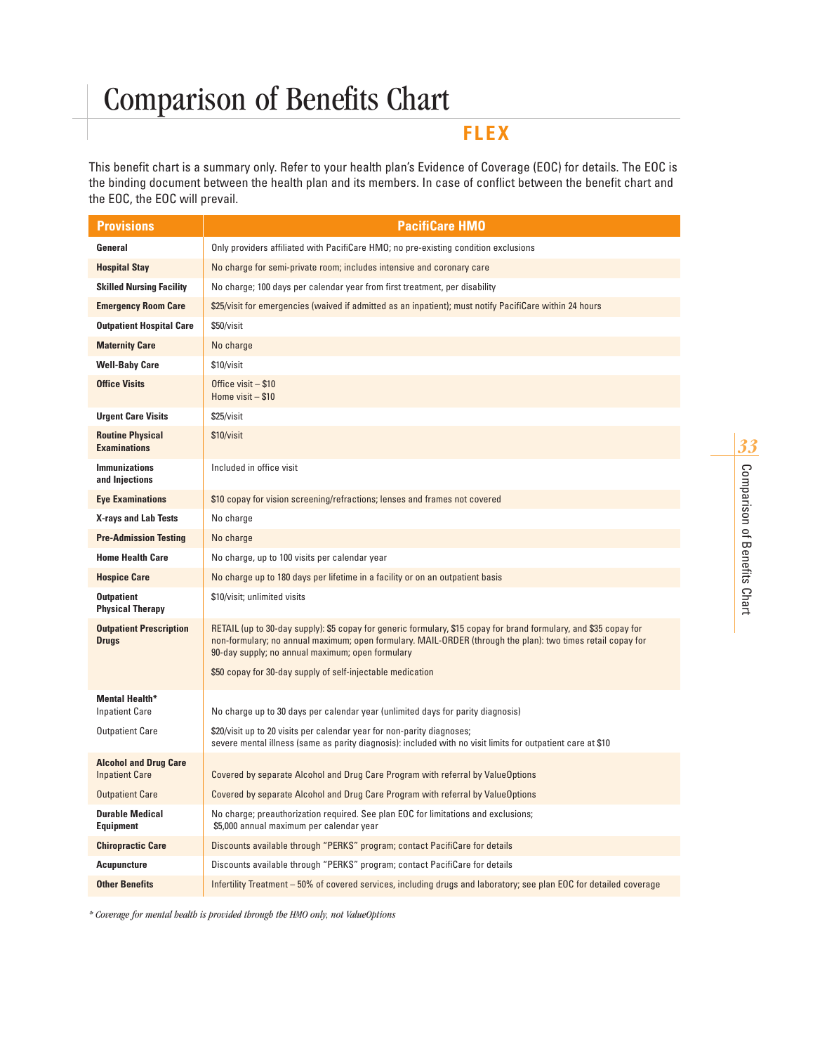# Comparison of Benefits Chart

## FLEX

This benefit chart is a summary only. Refer to your health plan's Evidence of Coverage (EOC) for details. The EOC is the binding document between the health plan and its members. In case of conflict between the benefit chart and the EOC, the EOC will prevail.

| Provisions | PacifiCare HMO |
|---|---|
| **General** | Only providers affiliated with PacifiCare HMO; no pre-existing condition exclusions |
| **Hospital Stay** | No charge for semi-private room; includes intensive and coronary care |
| **Skilled Nursing Facility** | No charge; 100 days per calendar year from first treatment, per disability |
| **Emergency Room Care** | $25/visit for emergencies (waived if admitted as an inpatient); must notify PacifiCare within 24 hours |
| **Outpatient Hospital Care** | $50/visit |
| **Maternity Care** | No charge |
| **Well-Baby Care** | $10/visit |
| **Office Visits** | Office visit – $10<br>Home visit – $10 |
| **Urgent Care Visits** | $25/visit |
| **Routine Physical Examinations** | $10/visit |
| **Immunizations and Injections** | Included in office visit |
| **Eye Examinations** | $10 copay for vision screening/refractions; lenses and frames not covered |
| **X-rays and Lab Tests** | No charge |
| **Pre-Admission Testing** | No charge |
| **Home Health Care** | No charge, up to 100 visits per calendar year |
| **Hospice Care** | No charge up to 180 days per lifetime in a facility or on an outpatient basis |
| **Outpatient Physical Therapy** | $10/visit; unlimited visits |
| **Outpatient Prescription Drugs** | RETAIL (up to 30-day supply): $5 copay for generic formulary, $15 copay for brand formulary, and $35 copay for non-formulary; no annual maximum; open formulary. MAIL-ORDER (through the plan): two times retail copay for 90-day supply; no annual maximum; open formulary<br><br>$50 copay for 30-day supply of self-injectable medication |
| **Mental Health*** | |
| Inpatient Care | No charge up to 30 days per calendar year (unlimited days for parity diagnosis) |
| Outpatient Care | $20/visit up to 20 visits per calendar year for non-parity diagnoses;<br>severe mental illness (same as parity diagnosis): included with no visit limits for outpatient care at $10 |
| **Alcohol and Drug Care** | |
| Inpatient Care | Covered by separate Alcohol and Drug Care Program with referral by ValueOptions |
| Outpatient Care | Covered by separate Alcohol and Drug Care Program with referral by ValueOptions |
| **Durable Medical Equipment** | No charge; preauthorization required. See plan EOC for limitations and exclusions;<br>$5,000 annual maximum per calendar year |
| **Chiropractic Care** | Discounts available through "PERKS" program; contact PacifiCare for details |
| **Acupuncture** | Discounts available through "PERKS" program; contact PacifiCare for details |
| **Other Benefits** | Infertility Treatment – 50% of covered services, including drugs and laboratory; see plan EOC for detailed coverage |

*\* Coverage for mental health is provided through the HMO only, not ValueOptions*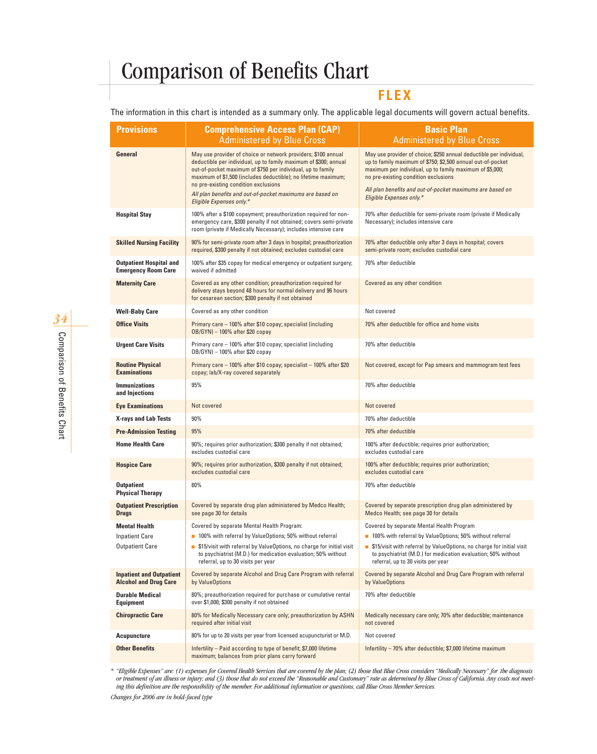# Comparison of Benefits Chart

## FLEX

The information in this chart is intended as a summary only. The applicable legal documents will govern actual benefits.

| Provisions | Comprehensive Access Plan (CAP) Administered by Blue Cross | Basic Plan Administered by Blue Cross |
|---|---|---|
| **General** | May use provider of choice or network providers; $100 annual deductible per individual, up to family maximum of $300; annual out-of-pocket maximum of $750 per individual, up to family maximum of $1,500 (includes deductible); no lifetime maximum; no pre-existing condition exclusions<br>*All plan benefits and out-of-pocket maximums are based on Eligible Expenses only.** | May use provider of choice; $250 annual deductible per individual, up to family maximum of $750; $2,500 annual out-of-pocket maximum per individual, up to family maximum of $5,000; no pre-existing condition exclusions<br>*All plan benefits and out-of-pocket maximums are based on Eligible Expenses only.** |
| **Hospital Stay** | 100% after a $100 copayment; preauthorization required for non-emergency care, $300 penalty if not obtained; covers semi-private room (private if Medically Necessary); includes intensive care | 70% after deductible for semi-private room (private if Medically Necessary); includes intensive care |
| **Skilled Nursing Facility** | 90% for semi-private room after 3 days in hospital; preauthorization required, $300 penalty if not obtained; excludes custodial care | 70% after deductible only after 3 days in hospital; covers semi-private room; excludes custodial care |
| **Outpatient Hospital and Emergency Room Care** | 100% after $35 copay for medical emergency or outpatient surgery; waived if admitted | 70% after deductible |
| **Maternity Care** | Covered as any other condition; preauthorization required for delivery stays beyond 48 hours for normal delivery and 96 hours for cesarean section; $300 penalty if not obtained | Covered as any other condition |
| **Well-Baby Care** | Covered as any other condition | Not covered |
| **Office Visits** | Primary care – 100% after $10 copay; specialist (including OB/GYN) – 100% after $20 copay | 70% after deductible for office and home visits |
| **Urgent Care Visits** | Primary care – 100% after $10 copay; specialist (including OB/GYN) – 100% after $20 copay | 70% after deductible |
| **Routine Physical Examinations** | Primary care – 100% after $10 copay; specialist – 100% after $20 copay; lab/X-ray covered separately | Not covered, except for Pap smears and mammogram test fees |
| **Immunizations and Injections** | 95% | 70% after deductible |
| **Eye Examinations** | Not covered | Not covered |
| **X-rays and Lab Tests** | 90% | 70% after deductible |
| **Pre-Admission Testing** | 95% | 70% after deductible |
| **Home Health Care** | 90%; requires prior authorization; $300 penalty if not obtained; excludes custodial care | 100% after deductible; requires prior authorization; excludes custodial care |
| **Hospice Care** | 90%; requires prior authorization, $300 penalty if not obtained; excludes custodial care | 100% after deductible; requires prior authorization; excludes custodial care |
| **Outpatient Physical Therapy** | 80% | 70% after deductible |
| **Outpatient Prescription Drugs** | Covered by separate drug plan administered by Medco Health; see page 30 for details | Covered by separate prescription drug plan administered by Medco Health; see page 30 for details |
| **Mental Health**<br>Inpatient Care<br>Outpatient Care | Covered by separate Mental Health Program:<br>■ 100% with referral by ValueOptions; 50% without referral<br>■ $15/visit with referral by ValueOptions, no charge for initial visit to psychiatrist (M.D.) for medication evaluation; 50% without referral, up to 30 visits per year | Covered by separate Mental Health Program<br>■ 100% with referral by ValueOptions; 50% without referral<br>■ $15/visit with referral by ValueOptions, no charge for initial visit to psychiatrist (M.D.) for medication evaluation; 50% without referral, up to 30 visits per year |
| **Inpatient and Outpatient Alcohol and Drug Care** | Covered by separate Alcohol and Drug Care Program with referral by ValueOptions | Covered by separate Alcohol and Drug Care Program with referral by ValueOptions |
| **Durable Medical Equipment** | 80%; preauthorization required for purchase or cumulative rental over $1,000; $300 penalty if not obtained | 70% after deductible |
| **Chiropractic Care** | 80% for Medically Necessary care only; preauthorization by ASHN required after initial visit | Medically necessary care only; 70% after deductible; maintenance not covered |
| **Acupuncture** | 80% for up to 20 visits per year from licensed acupuncturist or M.D. | Not covered |
| **Other Benefits** | Infertility – Paid according to type of benefit; $7,000 lifetime maximum; balances from prior plans carry forward | Infertility – 70% after deductible; $7,000 lifetime maximum |

*\* "Eligible Expenses" are: (1) expenses for Covered Health Services that are covered by the plan; (2) those that Blue Cross considers "Medically Necessary" for the diagnosis or treatment of an illness or injury; and (3) those that do not exceed the "Reasonable and Customary" rate as determined by Blue Cross of California. Any costs not meeting this definition are the responsibility of the member. For additional information or questions, call Blue Cross Member Services.*

*Changes for 2006 are in bold-faced type*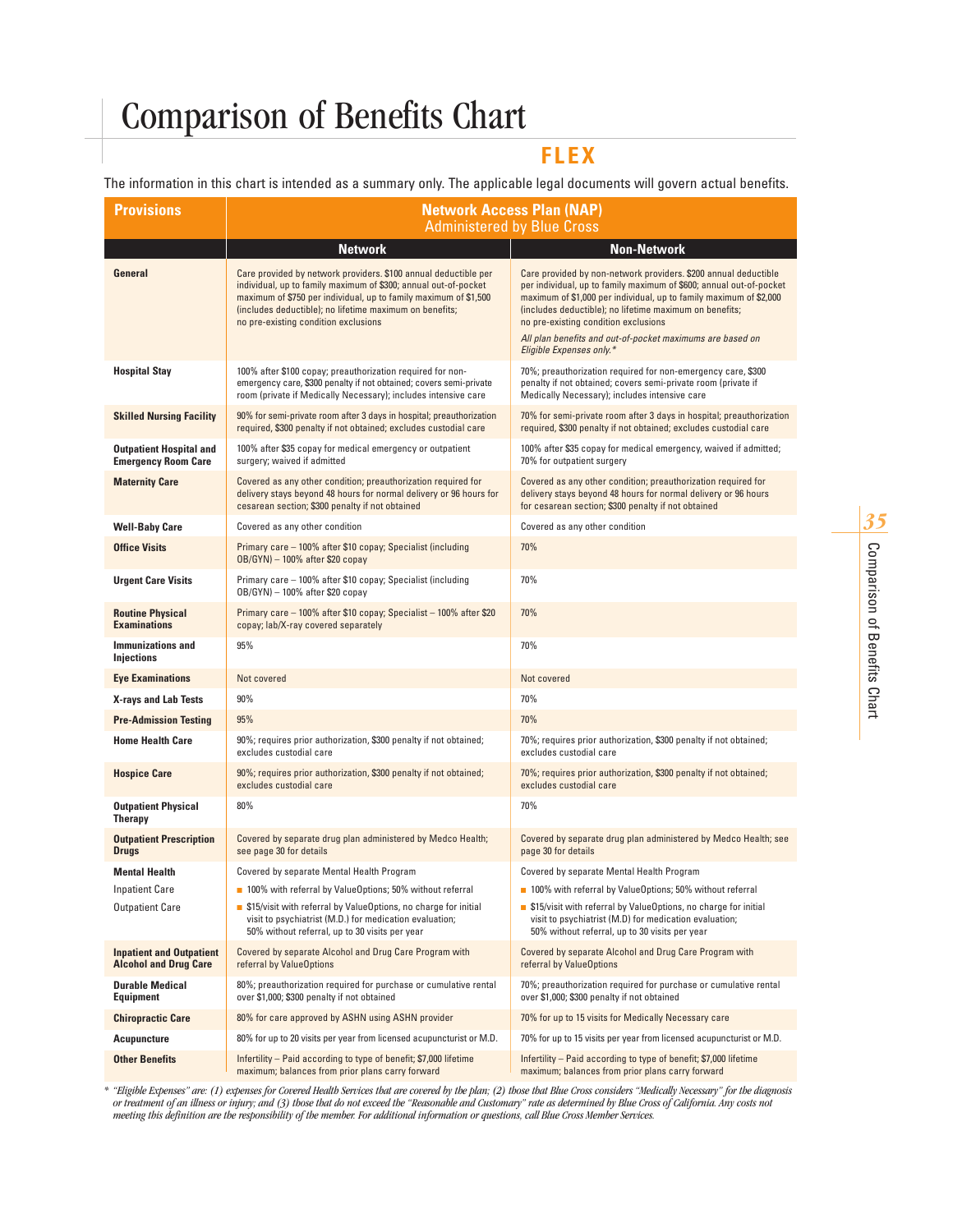# Comparison of Benefits Chart

## FLEX

The information in this chart is intended as a summary only. The applicable legal documents will govern actual benefits.

| Provisions | Network Access Plan (NAP) Administered by Blue Cross | |
|---|---|---|
| | **Network** | **Non-Network** |
| **General** | Care provided by network providers. $100 annual deductible per individual, up to family maximum of $300; annual out-of-pocket maximum of $750 per individual, up to family maximum of $1,500 (includes deductible); no lifetime maximum on benefits; no pre-existing condition exclusions | Care provided by non-network providers. $200 annual deductible per individual, up to family maximum of $600; annual out-of-pocket maximum of $1,000 per individual, up to family maximum of $2,000 (includes deductible); no lifetime maximum on benefits; no pre-existing condition exclusions<br>*All plan benefits and out-of-pocket maximums are based on Eligible Expenses only.** |
| **Hospital Stay** | 100% after $100 copay; preauthorization required for non-emergency care, $300 penalty if not obtained; covers semi-private room (private if Medically Necessary); includes intensive care | 70%; preauthorization required for non-emergency care, $300 penalty if not obtained; covers semi-private room (private if Medically Necessary); includes intensive care |
| **Skilled Nursing Facility** | 90% for semi-private room after 3 days in hospital; preauthorization required, $300 penalty if not obtained; excludes custodial care | 70% for semi-private room after 3 days in hospital; preauthorization required, $300 penalty if not obtained; excludes custodial care |
| **Outpatient Hospital and Emergency Room Care** | 100% after $35 copay for medical emergency or outpatient surgery; waived if admitted | 100% after $35 copay for medical emergency, waived if admitted; 70% for outpatient surgery |
| **Maternity Care** | Covered as any other condition; preauthorization required for delivery stays beyond 48 hours for normal delivery or 96 hours for cesarean section; $300 penalty if not obtained | Covered as any other condition; preauthorization required for delivery stays beyond 48 hours for normal delivery or 96 hours for cesarean section; $300 penalty if not obtained |
| **Well-Baby Care** | Covered as any other condition | Covered as any other condition |
| **Office Visits** | Primary care – 100% after $10 copay; Specialist (including OB/GYN) – 100% after $20 copay | 70% |
| **Urgent Care Visits** | Primary care – 100% after $10 copay; Specialist (including OB/GYN) – 100% after $20 copay | 70% |
| **Routine Physical Examinations** | Primary care – 100% after $10 copay; Specialist – 100% after $20 copay; lab/X-ray covered separately | 70% |
| **Immunizations and Injections** | 95% | 70% |
| **Eye Examinations** | Not covered | Not covered |
| **X-rays and Lab Tests** | 90% | 70% |
| **Pre-Admission Testing** | 95% | 70% |
| **Home Health Care** | 90%; requires prior authorization, $300 penalty if not obtained; excludes custodial care | 70%; requires prior authorization, $300 penalty if not obtained; excludes custodial care |
| **Hospice Care** | 90%; requires prior authorization, $300 penalty if not obtained; excludes custodial care | 70%; requires prior authorization, $300 penalty if not obtained; excludes custodial care |
| **Outpatient Physical Therapy** | 80% | 70% |
| **Outpatient Prescription Drugs** | Covered by separate drug plan administered by Medco Health; see page 30 for details | Covered by separate drug plan administered by Medco Health; see page 30 for details |
| **Mental Health** | Covered by separate Mental Health Program | Covered by separate Mental Health Program |
| Inpatient Care | ■ 100% with referral by ValueOptions; 50% without referral | ■ 100% with referral by ValueOptions; 50% without referral |
| Outpatient Care | ■ $15/visit with referral by ValueOptions, no charge for initial visit to psychiatrist (M.D.) for medication evaluation; 50% without referral, up to 30 visits per year | ■ $15/visit with referral by ValueOptions, no charge for initial visit to psychiatrist (M.D) for medication evaluation; 50% without referral, up to 30 visits per year |
| **Inpatient and Outpatient Alcohol and Drug Care** | Covered by separate Alcohol and Drug Care Program with referral by ValueOptions | Covered by separate Alcohol and Drug Care Program with referral by ValueOptions |
| **Durable Medical Equipment** | 80%; preauthorization required for purchase or cumulative rental over $1,000; $300 penalty if not obtained | 70%; preauthorization required for purchase or cumulative rental over $1,000; $300 penalty if not obtained |
| **Chiropractic Care** | 80% for care approved by ASHN using ASHN provider | 70% for up to 15 visits for Medically Necessary care |
| **Acupuncture** | 80% for up to 20 visits per year from licensed acupuncturist or M.D. | 70% for up to 15 visits per year from licensed acupuncturist or M.D. |
| **Other Benefits** | Infertility – Paid according to type of benefit; $7,000 lifetime maximum; balances from prior plans carry forward | Infertility – Paid according to type of benefit; $7,000 lifetime maximum; balances from prior plans carry forward |

\* *"Eligible Expenses" are: (1) expenses for Covered Health Services that are covered by the plan; (2) those that Blue Cross considers "Medically Necessary" for the diagnosis or treatment of an illness or injury; and (3) those that do not exceed the "Reasonable and Customary" rate as determined by Blue Cross of California. Any costs not meeting this definition are the responsibility of the member. For additional information or questions, call Blue Cross Member Services.*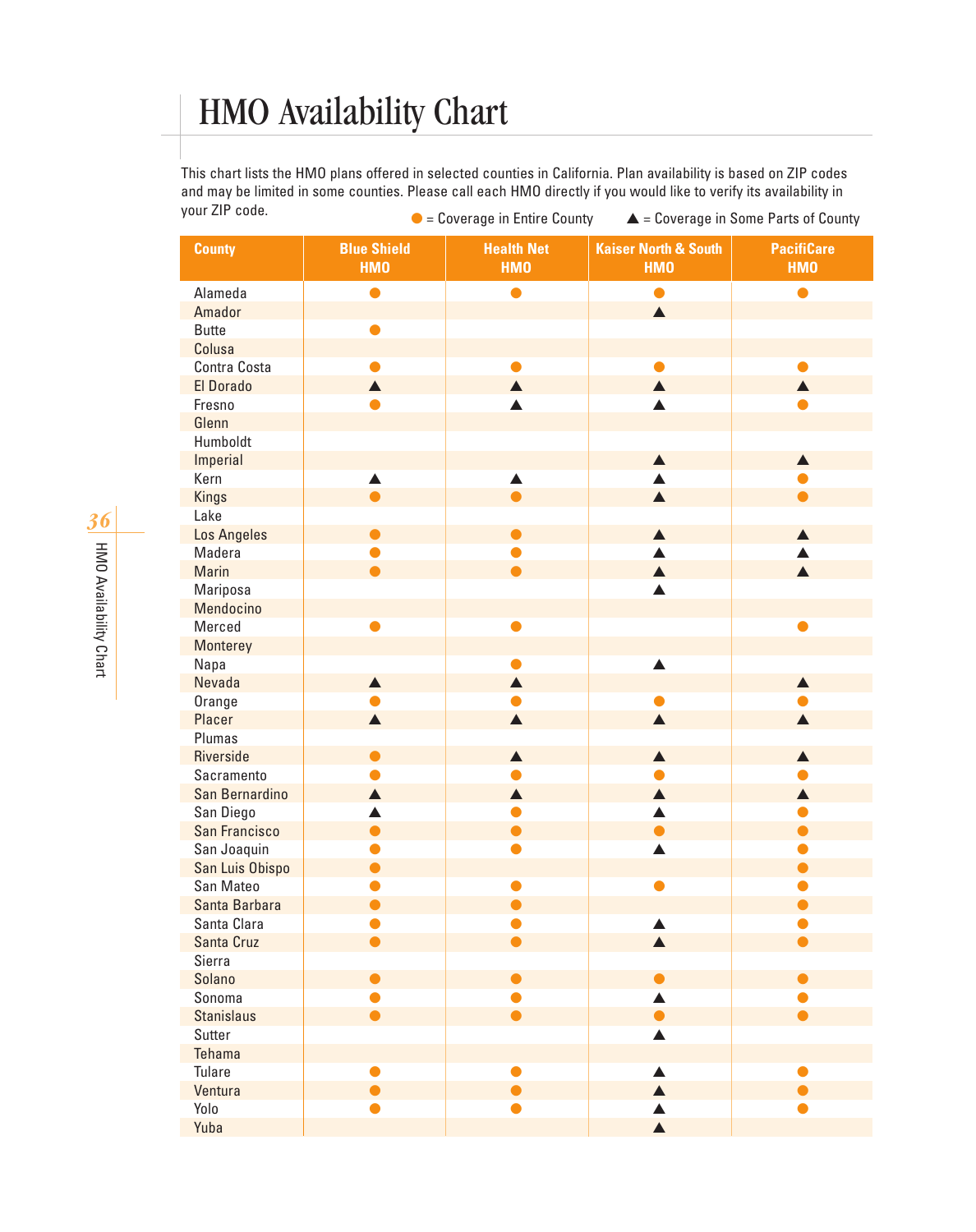# HMO Availability Chart

This chart lists the HMO plans offered in selected counties in California. Plan availability is based on ZIP codes and may be limited in some counties. Please call each HMO directly if you would like to verify its availability in your ZIP code.

● = Coverage in Entire County ▲ = Coverage in Some Parts of County

| County | Blue Shield HMO | Health Net HMO | Kaiser North & South HMO | PacifiCare HMO |
|---|---|---|---|---|
| Alameda | ● | ● | ● | ● |
| Amador | | | ▲ | |
| Butte | ● | | | |
| Colusa | | | | |
| Contra Costa | ● | ● | ● | ● |
| El Dorado | ▲ | ▲ | ▲ | ▲ |
| Fresno | ● | ▲ | ▲ | ● |
| Glenn | | | | |
| Humboldt | | | | |
| Imperial | | | ▲ | ▲ |
| Kern | ▲ | ▲ | ▲ | ● |
| Kings | ● | ● | ▲ | ● |
| Lake | | | | |
| Los Angeles | ● | ● | ▲ | ▲ |
| Madera | ● | ● | ▲ | ▲ |
| Marin | ● | ● | ▲ | ▲ |
| Mariposa | | | ▲ | |
| Mendocino | | | | |
| Merced | ● | ● | | ● |
| Monterey | | | | |
| Napa | | ● | ▲ | |
| Nevada | ▲ | ▲ | | ▲ |
| Orange | ● | ● | ● | ● |
| Placer | ▲ | ▲ | ▲ | ▲ |
| Plumas | | | | |
| Riverside | ● | ▲ | ▲ | ▲ |
| Sacramento | ● | ● | ● | ● |
| San Bernardino | ▲ | ▲ | ▲ | ▲ |
| San Diego | ▲ | ● | ▲ | ● |
| San Francisco | ● | ● | ● | ● |
| San Joaquin | ● | ● | ▲ | ● |
| San Luis Obispo | ● | | | ● |
| San Mateo | ● | ● | ● | ● |
| Santa Barbara | ● | ● | | ● |
| Santa Clara | ● | ● | ▲ | ● |
| Santa Cruz | ● | ● | ▲ | ● |
| Sierra | | | | |
| Solano | ● | ● | ● | ● |
| Sonoma | ● | ● | ▲ | ● |
| Stanislaus | ● | ● | ● | ● |
| Sutter | | | ▲ | |
| Tehama | | | | |
| Tulare | ● | ● | ▲ | ● |
| Ventura | ● | ● | ▲ | ● |
| Yolo | ● | ● | ▲ | ● |
| Yuba | | | ▲ | |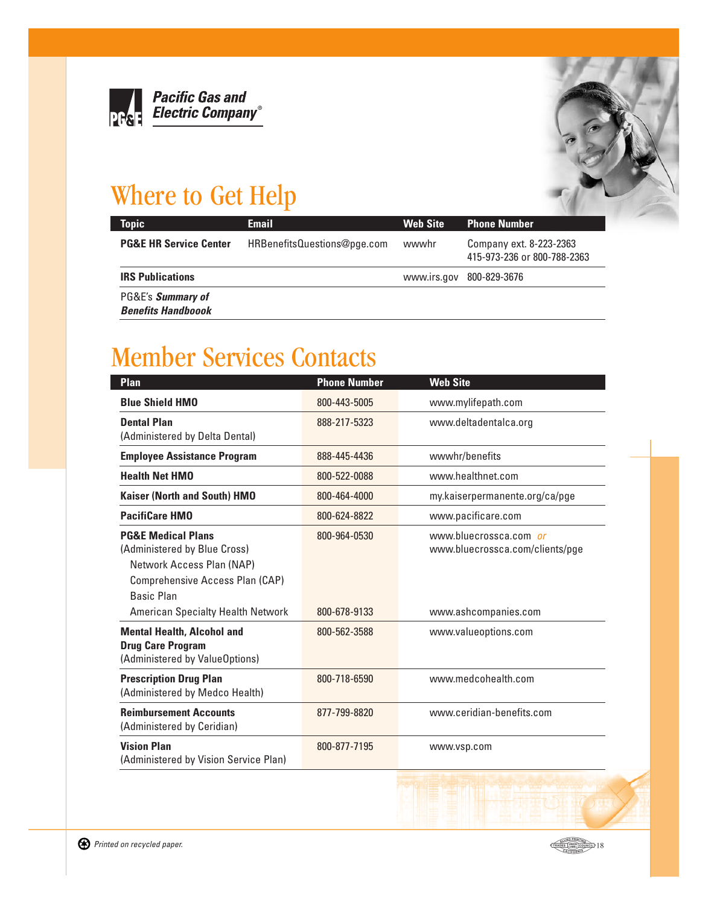Pacific Gas and Electric Company®

# Where to Get Help

| Topic | Email | Web Site | Phone Number |
|---|---|---|---|
| **PG&E HR Service Center** | HRBenefitsQuestions@pge.com | wwwhr | Company ext. 8-223-2363<br>415-973-236 or 800-788-2363 |
| **IRS Publications** | | www.irs.gov | 800-829-3676 |
| PG&E's ***Summary of Benefits Handboook*** | | | |

# Member Services Contacts

| Plan | Phone Number | Web Site |
|---|---|---|
| **Blue Shield HMO** | 800-443-5005 | www.mylifepath.com |
| **Dental Plan**<br>(Administered by Delta Dental) | 888-217-5323 | www.deltadentalca.org |
| **Employee Assistance Program** | 888-445-4436 | wwwhr/benefits |
| **Health Net HMO** | 800-522-0088 | www.healthnet.com |
| **Kaiser (North and South) HMO** | 800-464-4000 | my.kaiserpermanente.org/ca/pge |
| **PacifiCare HMO** | 800-624-8822 | www.pacificare.com |
| **PG&E Medical Plans**<br>(Administered by Blue Cross)<br>Network Access Plan (NAP)<br>Comprehensive Access Plan (CAP)<br>Basic Plan | 800-964-0530 | www.bluecrossca.com *or*<br>www.bluecrossca.com/clients/pge |
| American Specialty Health Network | 800-678-9133 | www.ashcompanies.com |
| **Mental Health, Alcohol and Drug Care Program**<br>(Administered by ValueOptions) | 800-562-3588 | www.valueoptions.com |
| **Prescription Drug Plan**<br>(Administered by Medco Health) | 800-718-6590 | www.medcohealth.com |
| **Reimbursement Accounts**<br>(Administered by Ceridian) | 877-799-8820 | www.ceridian-benefits.com |
| **Vision Plan**<br>(Administered by Vision Service Plan) | 800-877-7195 | www.vsp.com |

*Printed on recycled paper.*